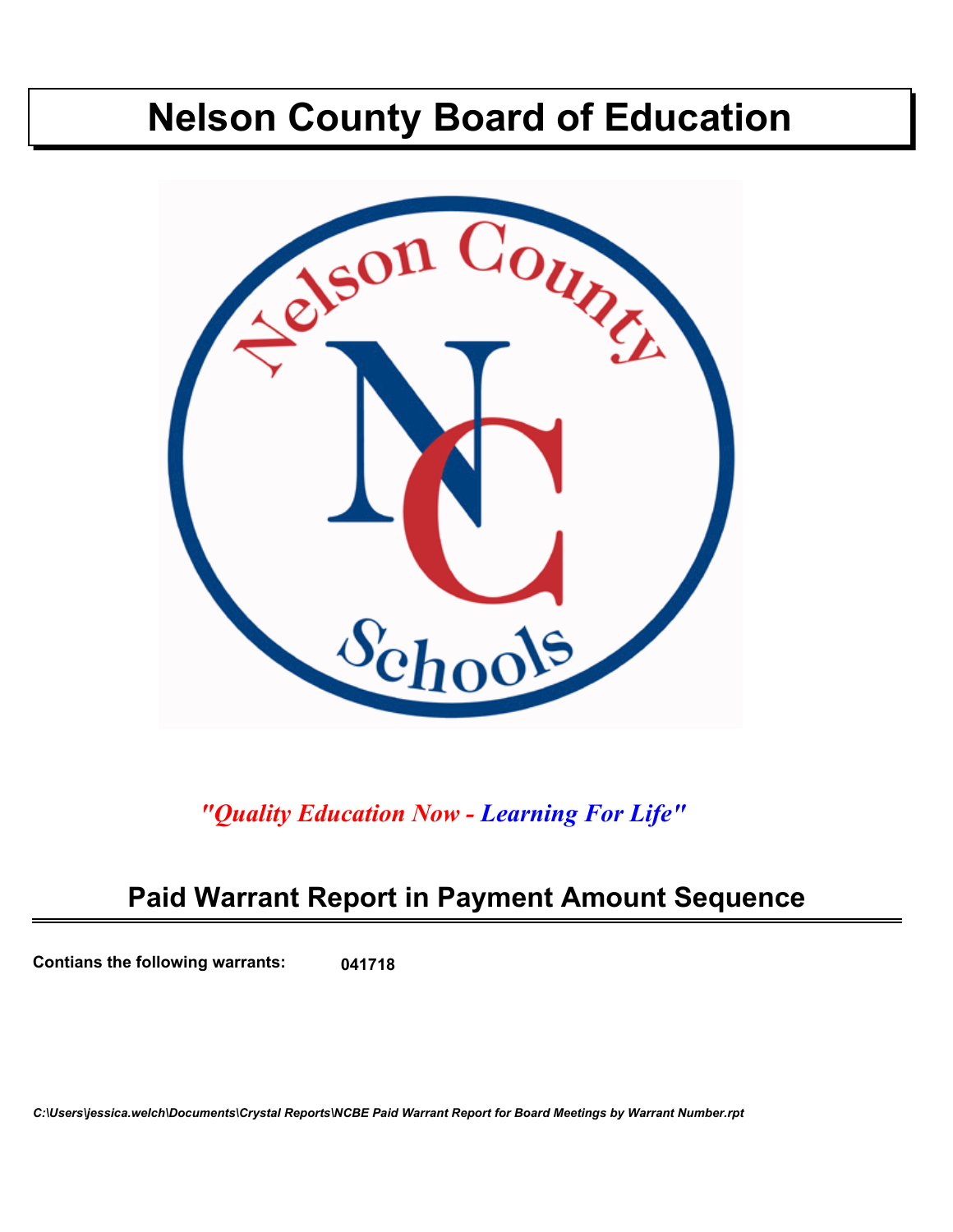# Nelson County Board of Education

*"Quality Education Now - Learning For Life"*

## Paid Warrant Report in Payment Amount Sequence

**Contians the following warrants:** **041718**

***C:\Users\jessica.welch\Documents\Crystal Reports\NCBE Paid Warrant Report for Board Meetings by Warrant Number.rpt***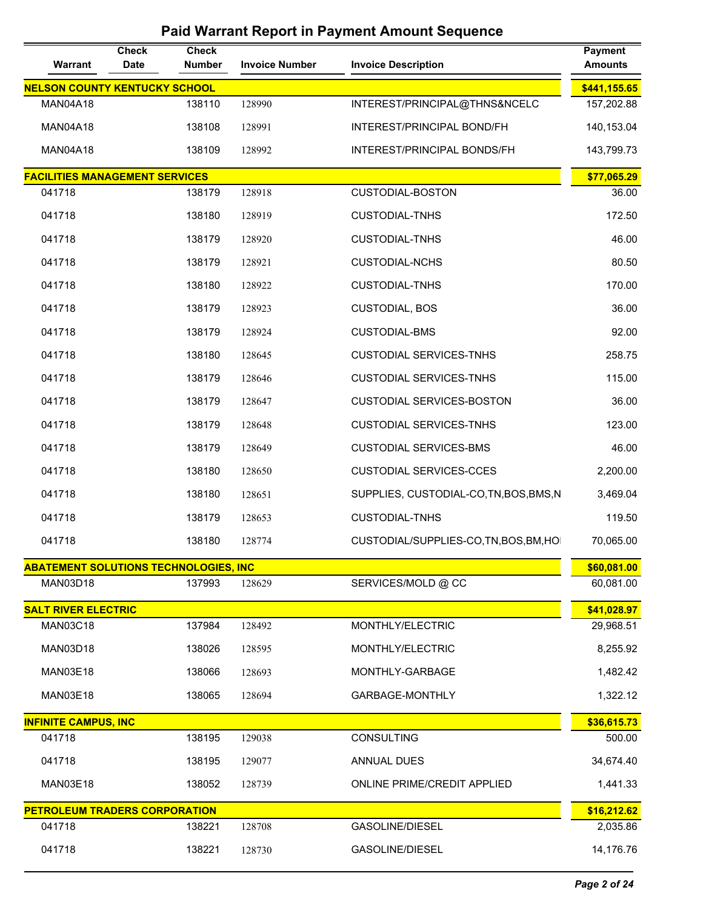# Paid Warrant Report in Payment Amount Sequence

| Warrant | Check Date | Check Number | Invoice Number | Invoice Description | Payment Amounts |
|---|---|---|---|---|---|
| **NELSON COUNTY KENTUCKY SCHOOL** | | | | | **$441,155.65** |
| MAN04A18 | | 138110 | 128990 | INTEREST/PRINCIPAL@THNS&NCELC | 157,202.88 |
| MAN04A18 | | 138108 | 128991 | INTEREST/PRINCIPAL BOND/FH | 140,153.04 |
| MAN04A18 | | 138109 | 128992 | INTEREST/PRINCIPAL BONDS/FH | 143,799.73 |
| **FACILITIES MANAGEMENT SERVICES** | | | | | **$77,065.29** |
| 041718 | | 138179 | 128918 | CUSTODIAL-BOSTON | 36.00 |
| 041718 | | 138180 | 128919 | CUSTODIAL-TNHS | 172.50 |
| 041718 | | 138179 | 128920 | CUSTODIAL-TNHS | 46.00 |
| 041718 | | 138179 | 128921 | CUSTODIAL-NCHS | 80.50 |
| 041718 | | 138180 | 128922 | CUSTODIAL-TNHS | 170.00 |
| 041718 | | 138179 | 128923 | CUSTODIAL, BOS | 36.00 |
| 041718 | | 138179 | 128924 | CUSTODIAL-BMS | 92.00 |
| 041718 | | 138180 | 128645 | CUSTODIAL SERVICES-TNHS | 258.75 |
| 041718 | | 138179 | 128646 | CUSTODIAL SERVICES-TNHS | 115.00 |
| 041718 | | 138179 | 128647 | CUSTODIAL SERVICES-BOSTON | 36.00 |
| 041718 | | 138179 | 128648 | CUSTODIAL SERVICES-TNHS | 123.00 |
| 041718 | | 138179 | 128649 | CUSTODIAL SERVICES-BMS | 46.00 |
| 041718 | | 138180 | 128650 | CUSTODIAL SERVICES-CCES | 2,200.00 |
| 041718 | | 138180 | 128651 | SUPPLIES, CUSTODIAL-CO,TN,BOS,BMS,N | 3,469.04 |
| 041718 | | 138179 | 128653 | CUSTODIAL-TNHS | 119.50 |
| 041718 | | 138180 | 128774 | CUSTODIAL/SUPPLIES-CO,TN,BOS,BM,HO | 70,065.00 |
| **ABATEMENT SOLUTIONS TECHNOLOGIES, INC** | | | | | **$60,081.00** |
| MAN03D18 | | 137993 | 128629 | SERVICES/MOLD @ CC | 60,081.00 |
| **SALT RIVER ELECTRIC** | | | | | **$41,028.97** |
| MAN03C18 | | 137984 | 128492 | MONTHLY/ELECTRIC | 29,968.51 |
| MAN03D18 | | 138026 | 128595 | MONTHLY/ELECTRIC | 8,255.92 |
| MAN03E18 | | 138066 | 128693 | MONTHLY-GARBAGE | 1,482.42 |
| MAN03E18 | | 138065 | 128694 | GARBAGE-MONTHLY | 1,322.12 |
| **INFINITE CAMPUS, INC** | | | | | **$36,615.73** |
| 041718 | | 138195 | 129038 | CONSULTING | 500.00 |
| 041718 | | 138195 | 129077 | ANNUAL DUES | 34,674.40 |
| MAN03E18 | | 138052 | 128739 | ONLINE PRIME/CREDIT APPLIED | 1,441.33 |
| **PETROLEUM TRADERS CORPORATION** | | | | | **$16,212.62** |
| 041718 | | 138221 | 128708 | GASOLINE/DIESEL | 2,035.86 |
| 041718 | | 138221 | 128730 | GASOLINE/DIESEL | 14,176.76 |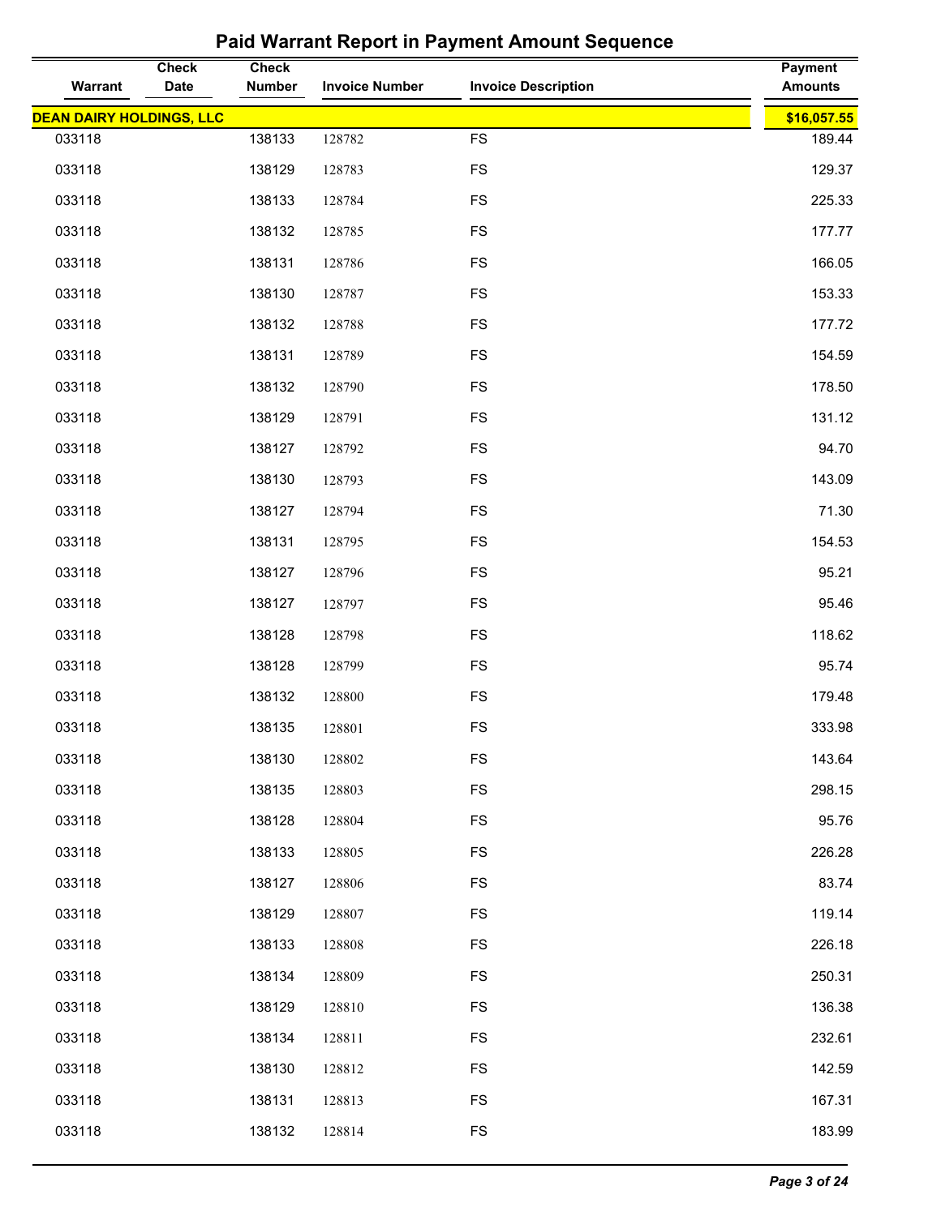## Paid Warrant Report in Payment Amount Sequence

| Warrant | Check Date | Check Number | Invoice Number | Invoice Description | Payment Amounts |
|---|---|---|---|---|---|
| **DEAN DAIRY HOLDINGS, LLC** | | | | | **$16,057.55** |
| 033118 | | 138133 | 128782 | FS | 189.44 |
| 033118 | | 138129 | 128783 | FS | 129.37 |
| 033118 | | 138133 | 128784 | FS | 225.33 |
| 033118 | | 138132 | 128785 | FS | 177.77 |
| 033118 | | 138131 | 128786 | FS | 166.05 |
| 033118 | | 138130 | 128787 | FS | 153.33 |
| 033118 | | 138132 | 128788 | FS | 177.72 |
| 033118 | | 138131 | 128789 | FS | 154.59 |
| 033118 | | 138132 | 128790 | FS | 178.50 |
| 033118 | | 138129 | 128791 | FS | 131.12 |
| 033118 | | 138127 | 128792 | FS | 94.70 |
| 033118 | | 138130 | 128793 | FS | 143.09 |
| 033118 | | 138127 | 128794 | FS | 71.30 |
| 033118 | | 138131 | 128795 | FS | 154.53 |
| 033118 | | 138127 | 128796 | FS | 95.21 |
| 033118 | | 138127 | 128797 | FS | 95.46 |
| 033118 | | 138128 | 128798 | FS | 118.62 |
| 033118 | | 138128 | 128799 | FS | 95.74 |
| 033118 | | 138132 | 128800 | FS | 179.48 |
| 033118 | | 138135 | 128801 | FS | 333.98 |
| 033118 | | 138130 | 128802 | FS | 143.64 |
| 033118 | | 138135 | 128803 | FS | 298.15 |
| 033118 | | 138128 | 128804 | FS | 95.76 |
| 033118 | | 138133 | 128805 | FS | 226.28 |
| 033118 | | 138127 | 128806 | FS | 83.74 |
| 033118 | | 138129 | 128807 | FS | 119.14 |
| 033118 | | 138133 | 128808 | FS | 226.18 |
| 033118 | | 138134 | 128809 | FS | 250.31 |
| 033118 | | 138129 | 128810 | FS | 136.38 |
| 033118 | | 138134 | 128811 | FS | 232.61 |
| 033118 | | 138130 | 128812 | FS | 142.59 |
| 033118 | | 138131 | 128813 | FS | 167.31 |
| 033118 | | 138132 | 128814 | FS | 183.99 |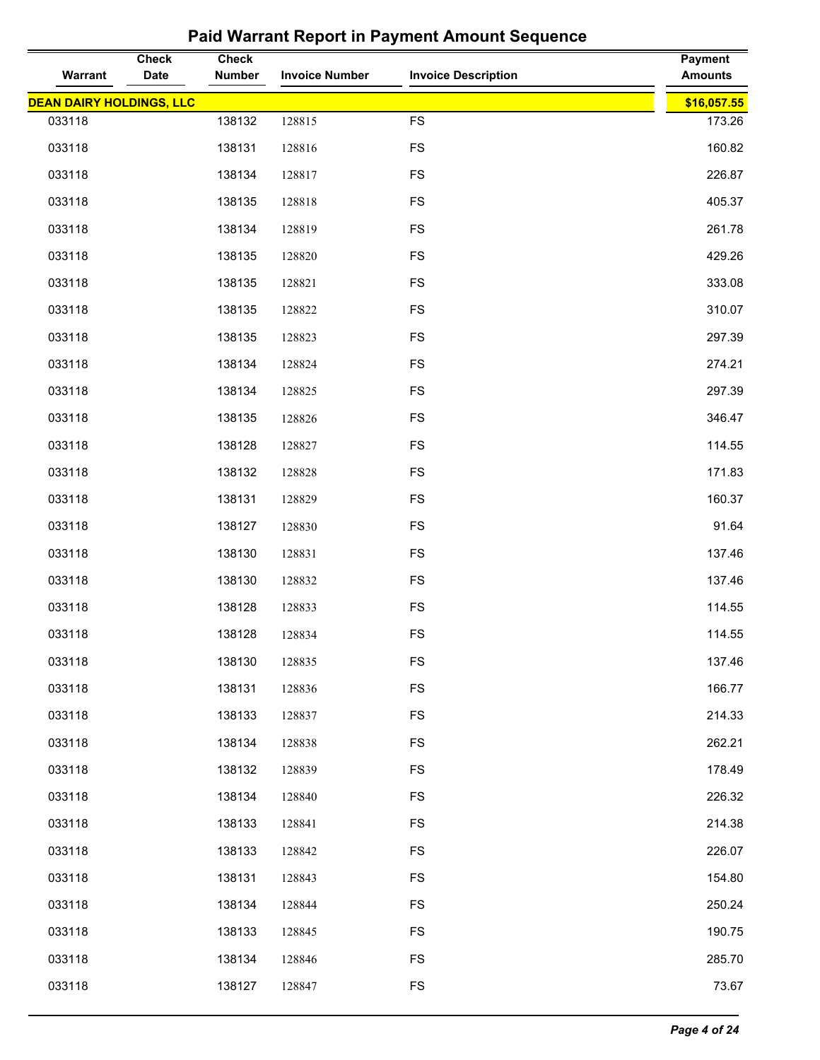# Paid Warrant Report in Payment Amount Sequence

| Warrant | Check Date | Check Number | Invoice Number | Invoice Description | Payment Amounts |
|---|---|---|---|---|---|
| **DEAN DAIRY HOLDINGS, LLC** | | | | | **$16,057.55** |
| 033118 | | 138132 | 128815 | FS | 173.26 |
| 033118 | | 138131 | 128816 | FS | 160.82 |
| 033118 | | 138134 | 128817 | FS | 226.87 |
| 033118 | | 138135 | 128818 | FS | 405.37 |
| 033118 | | 138134 | 128819 | FS | 261.78 |
| 033118 | | 138135 | 128820 | FS | 429.26 |
| 033118 | | 138135 | 128821 | FS | 333.08 |
| 033118 | | 138135 | 128822 | FS | 310.07 |
| 033118 | | 138135 | 128823 | FS | 297.39 |
| 033118 | | 138134 | 128824 | FS | 274.21 |
| 033118 | | 138134 | 128825 | FS | 297.39 |
| 033118 | | 138135 | 128826 | FS | 346.47 |
| 033118 | | 138128 | 128827 | FS | 114.55 |
| 033118 | | 138132 | 128828 | FS | 171.83 |
| 033118 | | 138131 | 128829 | FS | 160.37 |
| 033118 | | 138127 | 128830 | FS | 91.64 |
| 033118 | | 138130 | 128831 | FS | 137.46 |
| 033118 | | 138130 | 128832 | FS | 137.46 |
| 033118 | | 138128 | 128833 | FS | 114.55 |
| 033118 | | 138128 | 128834 | FS | 114.55 |
| 033118 | | 138130 | 128835 | FS | 137.46 |
| 033118 | | 138131 | 128836 | FS | 166.77 |
| 033118 | | 138133 | 128837 | FS | 214.33 |
| 033118 | | 138134 | 128838 | FS | 262.21 |
| 033118 | | 138132 | 128839 | FS | 178.49 |
| 033118 | | 138134 | 128840 | FS | 226.32 |
| 033118 | | 138133 | 128841 | FS | 214.38 |
| 033118 | | 138133 | 128842 | FS | 226.07 |
| 033118 | | 138131 | 128843 | FS | 154.80 |
| 033118 | | 138134 | 128844 | FS | 250.24 |
| 033118 | | 138133 | 128845 | FS | 190.75 |
| 033118 | | 138134 | 128846 | FS | 285.70 |
| 033118 | | 138127 | 128847 | FS | 73.67 |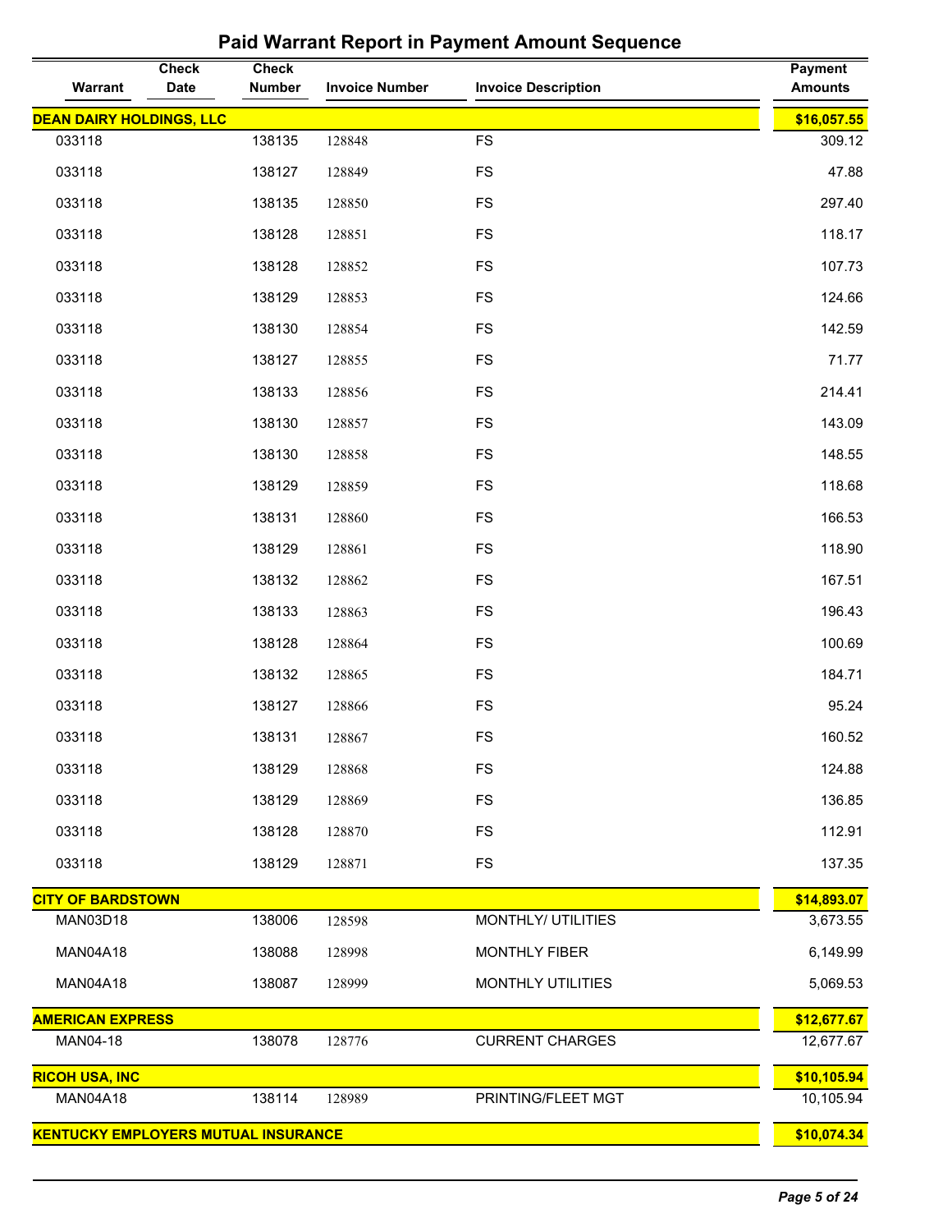## Paid Warrant Report in Payment Amount Sequence

| Warrant | Check Date | Check Number | Invoice Number | Invoice Description | Payment Amounts |
|---|---|---|---|---|---|
| **DEAN DAIRY HOLDINGS, LLC** | | | | | **$16,057.55** |
| 033118 | | 138135 | 128848 | FS | 309.12 |
| 033118 | | 138127 | 128849 | FS | 47.88 |
| 033118 | | 138135 | 128850 | FS | 297.40 |
| 033118 | | 138128 | 128851 | FS | 118.17 |
| 033118 | | 138128 | 128852 | FS | 107.73 |
| 033118 | | 138129 | 128853 | FS | 124.66 |
| 033118 | | 138130 | 128854 | FS | 142.59 |
| 033118 | | 138127 | 128855 | FS | 71.77 |
| 033118 | | 138133 | 128856 | FS | 214.41 |
| 033118 | | 138130 | 128857 | FS | 143.09 |
| 033118 | | 138130 | 128858 | FS | 148.55 |
| 033118 | | 138129 | 128859 | FS | 118.68 |
| 033118 | | 138131 | 128860 | FS | 166.53 |
| 033118 | | 138129 | 128861 | FS | 118.90 |
| 033118 | | 138132 | 128862 | FS | 167.51 |
| 033118 | | 138133 | 128863 | FS | 196.43 |
| 033118 | | 138128 | 128864 | FS | 100.69 |
| 033118 | | 138132 | 128865 | FS | 184.71 |
| 033118 | | 138127 | 128866 | FS | 95.24 |
| 033118 | | 138131 | 128867 | FS | 160.52 |
| 033118 | | 138129 | 128868 | FS | 124.88 |
| 033118 | | 138129 | 128869 | FS | 136.85 |
| 033118 | | 138128 | 128870 | FS | 112.91 |
| 033118 | | 138129 | 128871 | FS | 137.35 |
| **CITY OF BARDSTOWN** | | | | | **$14,893.07** |
| MAN03D18 | | 138006 | 128598 | MONTHLY/ UTILITIES | 3,673.55 |
| MAN04A18 | | 138088 | 128998 | MONTHLY FIBER | 6,149.99 |
| MAN04A18 | | 138087 | 128999 | MONTHLY UTILITIES | 5,069.53 |
| **AMERICAN EXPRESS** | | | | | **$12,677.67** |
| MAN04-18 | | 138078 | 128776 | CURRENT CHARGES | 12,677.67 |
| **RICOH USA, INC** | | | | | **$10,105.94** |
| MAN04A18 | | 138114 | 128989 | PRINTING/FLEET MGT | 10,105.94 |
| **KENTUCKY EMPLOYERS MUTUAL INSURANCE** | | | | | **$10,074.34** |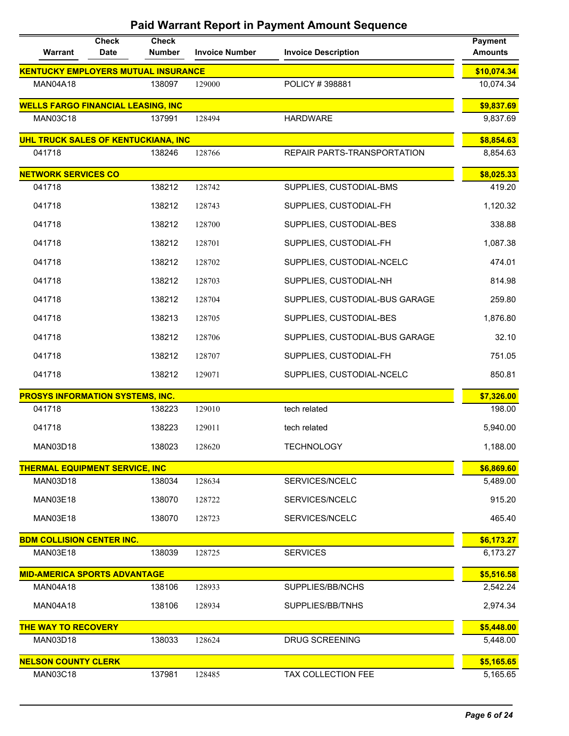# Paid Warrant Report in Payment Amount Sequence

| Warrant | Check Date | Check Number | Invoice Number | Invoice Description | Payment Amounts |
|---|---|---|---|---|---|
| **KENTUCKY EMPLOYERS MUTUAL INSURANCE** | | | | | **$10,074.34** |
| MAN04A18 | | 138097 | 129000 | POLICY # 398881 | 10,074.34 |
| **WELLS FARGO FINANCIAL LEASING, INC** | | | | | **$9,837.69** |
| MAN03C18 | | 137991 | 128494 | HARDWARE | 9,837.69 |
| **UHL TRUCK SALES OF KENTUCKIANA, INC** | | | | | **$8,854.63** |
| 041718 | | 138246 | 128766 | REPAIR PARTS-TRANSPORTATION | 8,854.63 |
| **NETWORK SERVICES CO** | | | | | **$8,025.33** |
| 041718 | | 138212 | 128742 | SUPPLIES, CUSTODIAL-BMS | 419.20 |
| 041718 | | 138212 | 128743 | SUPPLIES, CUSTODIAL-FH | 1,120.32 |
| 041718 | | 138212 | 128700 | SUPPLIES, CUSTODIAL-BES | 338.88 |
| 041718 | | 138212 | 128701 | SUPPLIES, CUSTODIAL-FH | 1,087.38 |
| 041718 | | 138212 | 128702 | SUPPLIES, CUSTODIAL-NCELC | 474.01 |
| 041718 | | 138212 | 128703 | SUPPLIES, CUSTODIAL-NH | 814.98 |
| 041718 | | 138212 | 128704 | SUPPLIES, CUSTODIAL-BUS GARAGE | 259.80 |
| 041718 | | 138213 | 128705 | SUPPLIES, CUSTODIAL-BES | 1,876.80 |
| 041718 | | 138212 | 128706 | SUPPLIES, CUSTODIAL-BUS GARAGE | 32.10 |
| 041718 | | 138212 | 128707 | SUPPLIES, CUSTODIAL-FH | 751.05 |
| 041718 | | 138212 | 129071 | SUPPLIES, CUSTODIAL-NCELC | 850.81 |
| **PROSYS INFORMATION SYSTEMS, INC.** | | | | | **$7,326.00** |
| 041718 | | 138223 | 129010 | tech related | 198.00 |
| 041718 | | 138223 | 129011 | tech related | 5,940.00 |
| MAN03D18 | | 138023 | 128620 | TECHNOLOGY | 1,188.00 |
| **THERMAL EQUIPMENT SERVICE, INC** | | | | | **$6,869.60** |
| MAN03D18 | | 138034 | 128634 | SERVICES/NCELC | 5,489.00 |
| MAN03E18 | | 138070 | 128722 | SERVICES/NCELC | 915.20 |
| MAN03E18 | | 138070 | 128723 | SERVICES/NCELC | 465.40 |
| **BDM COLLISION CENTER INC.** | | | | | **$6,173.27** |
| MAN03E18 | | 138039 | 128725 | SERVICES | 6,173.27 |
| **MID-AMERICA SPORTS ADVANTAGE** | | | | | **$5,516.58** |
| MAN04A18 | | 138106 | 128933 | SUPPLIES/BB/NCHS | 2,542.24 |
| MAN04A18 | | 138106 | 128934 | SUPPLIES/BB/TNHS | 2,974.34 |
| **THE WAY TO RECOVERY** | | | | | **$5,448.00** |
| MAN03D18 | | 138033 | 128624 | DRUG SCREENING | 5,448.00 |
| **NELSON COUNTY CLERK** | | | | | **$5,165.65** |
| MAN03C18 | | 137981 | 128485 | TAX COLLECTION FEE | 5,165.65 |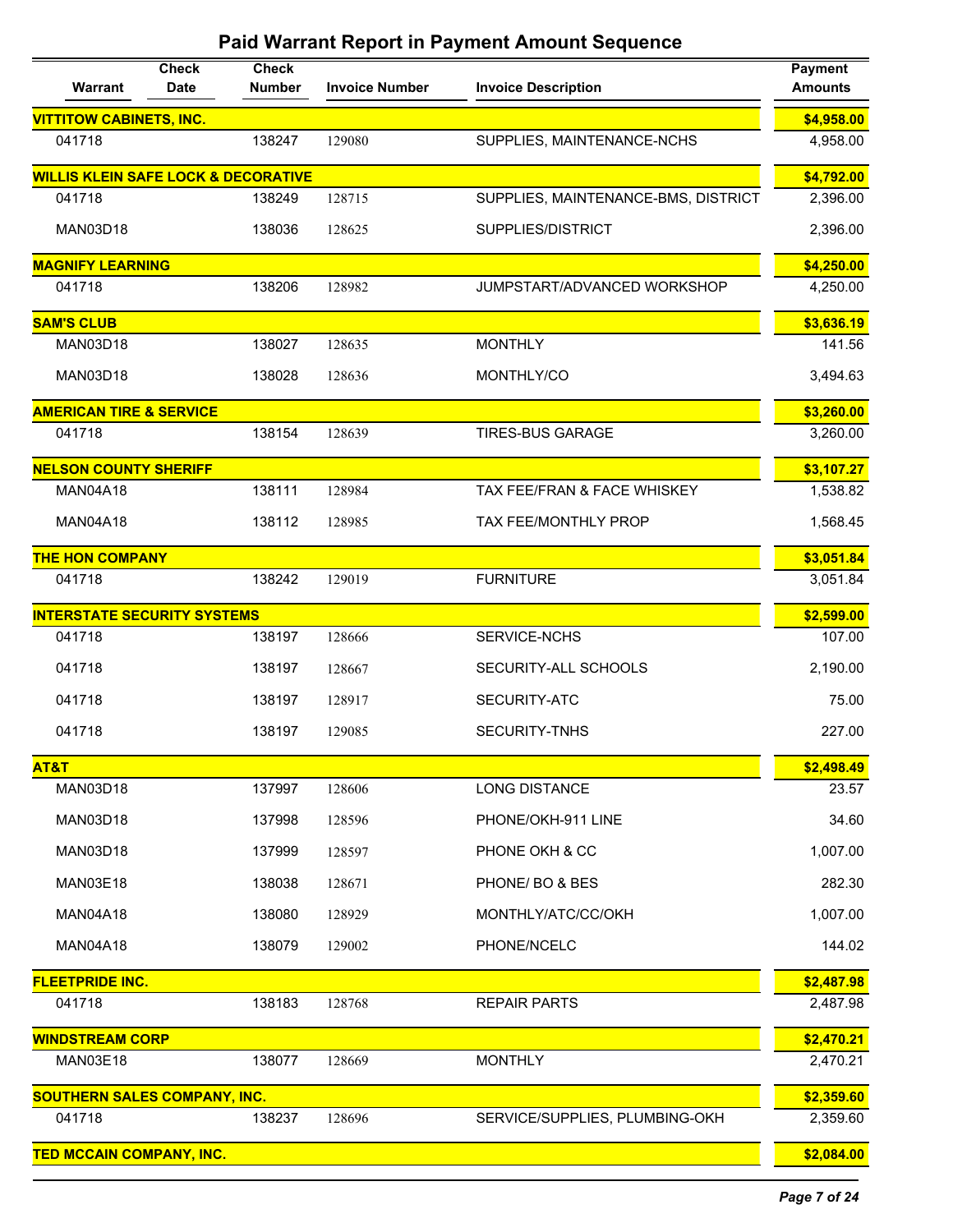# Paid Warrant Report in Payment Amount Sequence

| Warrant | Check Date | Check Number | Invoice Number | Invoice Description | Payment Amounts |
|---|---|---|---|---|---|
| **VITTITOW CABINETS, INC.** | | | | | **$4,958.00** |
| 041718 | | 138247 | 129080 | SUPPLIES, MAINTENANCE-NCHS | 4,958.00 |
| **WILLIS KLEIN SAFE LOCK & DECORATIVE** | | | | | **$4,792.00** |
| 041718 | | 138249 | 128715 | SUPPLIES, MAINTENANCE-BMS, DISTRICT | 2,396.00 |
| MAN03D18 | | 138036 | 128625 | SUPPLIES/DISTRICT | 2,396.00 |
| **MAGNIFY LEARNING** | | | | | **$4,250.00** |
| 041718 | | 138206 | 128982 | JUMPSTART/ADVANCED WORKSHOP | 4,250.00 |
| **SAM'S CLUB** | | | | | **$3,636.19** |
| MAN03D18 | | 138027 | 128635 | MONTHLY | 141.56 |
| MAN03D18 | | 138028 | 128636 | MONTHLY/CO | 3,494.63 |
| **AMERICAN TIRE & SERVICE** | | | | | **$3,260.00** |
| 041718 | | 138154 | 128639 | TIRES-BUS GARAGE | 3,260.00 |
| **NELSON COUNTY SHERIFF** | | | | | **$3,107.27** |
| MAN04A18 | | 138111 | 128984 | TAX FEE/FRAN & FACE WHISKEY | 1,538.82 |
| MAN04A18 | | 138112 | 128985 | TAX FEE/MONTHLY PROP | 1,568.45 |
| **THE HON COMPANY** | | | | | **$3,051.84** |
| 041718 | | 138242 | 129019 | FURNITURE | 3,051.84 |
| **INTERSTATE SECURITY SYSTEMS** | | | | | **$2,599.00** |
| 041718 | | 138197 | 128666 | SERVICE-NCHS | 107.00 |
| 041718 | | 138197 | 128667 | SECURITY-ALL SCHOOLS | 2,190.00 |
| 041718 | | 138197 | 128917 | SECURITY-ATC | 75.00 |
| 041718 | | 138197 | 129085 | SECURITY-TNHS | 227.00 |
| **AT&T** | | | | | **$2,498.49** |
| MAN03D18 | | 137997 | 128606 | LONG DISTANCE | 23.57 |
| MAN03D18 | | 137998 | 128596 | PHONE/OKH-911 LINE | 34.60 |
| MAN03D18 | | 137999 | 128597 | PHONE OKH & CC | 1,007.00 |
| MAN03E18 | | 138038 | 128671 | PHONE/ BO & BES | 282.30 |
| MAN04A18 | | 138080 | 128929 | MONTHLY/ATC/CC/OKH | 1,007.00 |
| MAN04A18 | | 138079 | 129002 | PHONE/NCELC | 144.02 |
| **FLEETPRIDE INC.** | | | | | **$2,487.98** |
| 041718 | | 138183 | 128768 | REPAIR PARTS | 2,487.98 |
| **WINDSTREAM CORP** | | | | | **$2,470.21** |
| MAN03E18 | | 138077 | 128669 | MONTHLY | 2,470.21 |
| **SOUTHERN SALES COMPANY, INC.** | | | | | **$2,359.60** |
| 041718 | | 138237 | 128696 | SERVICE/SUPPLIES, PLUMBING-OKH | 2,359.60 |
| **TED MCCAIN COMPANY, INC.** | | | | | **$2,084.00** |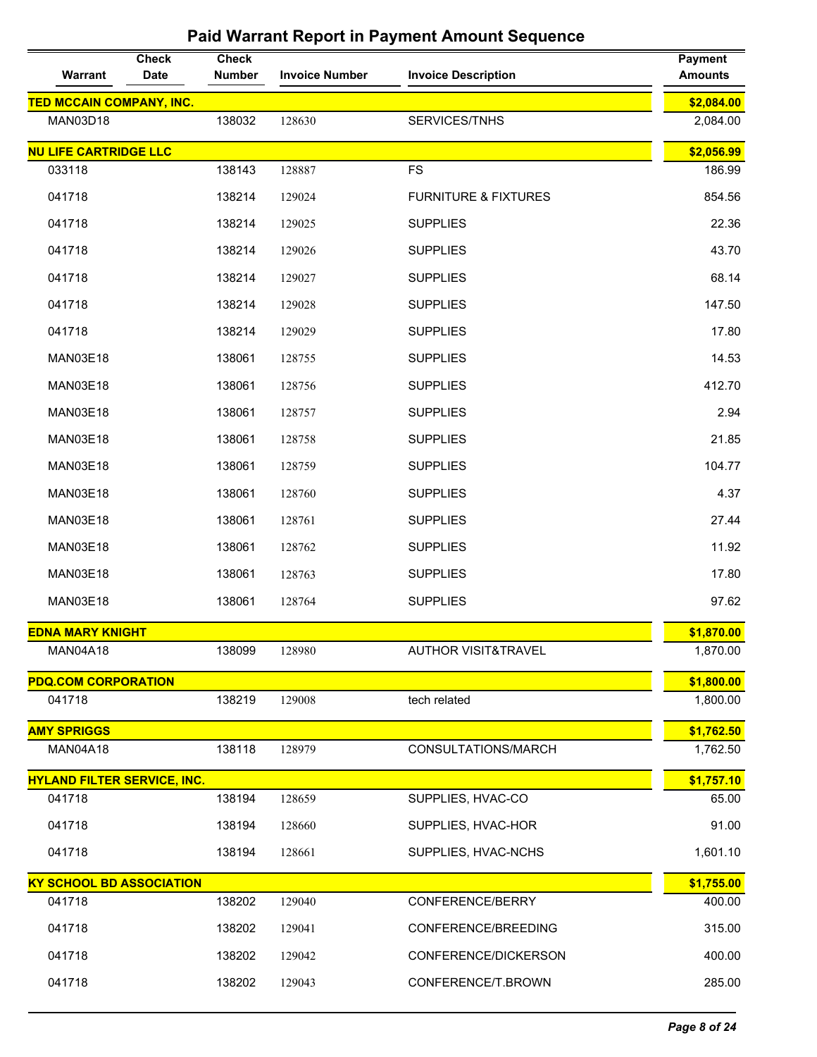# Paid Warrant Report in Payment Amount Sequence

| Warrant | Check Date | Check Number | Invoice Number | Invoice Description | Payment Amounts |
|---|---|---|---|---|---|
| **TED MCCAIN COMPANY, INC.** | | | | | **$2,084.00** |
| MAN03D18 | | 138032 | 128630 | SERVICES/TNHS | 2,084.00 |
| **NU LIFE CARTRIDGE LLC** | | | | | **$2,056.99** |
| 033118 | | 138143 | 128887 | FS | 186.99 |
| 041718 | | 138214 | 129024 | FURNITURE & FIXTURES | 854.56 |
| 041718 | | 138214 | 129025 | SUPPLIES | 22.36 |
| 041718 | | 138214 | 129026 | SUPPLIES | 43.70 |
| 041718 | | 138214 | 129027 | SUPPLIES | 68.14 |
| 041718 | | 138214 | 129028 | SUPPLIES | 147.50 |
| 041718 | | 138214 | 129029 | SUPPLIES | 17.80 |
| MAN03E18 | | 138061 | 128755 | SUPPLIES | 14.53 |
| MAN03E18 | | 138061 | 128756 | SUPPLIES | 412.70 |
| MAN03E18 | | 138061 | 128757 | SUPPLIES | 2.94 |
| MAN03E18 | | 138061 | 128758 | SUPPLIES | 21.85 |
| MAN03E18 | | 138061 | 128759 | SUPPLIES | 104.77 |
| MAN03E18 | | 138061 | 128760 | SUPPLIES | 4.37 |
| MAN03E18 | | 138061 | 128761 | SUPPLIES | 27.44 |
| MAN03E18 | | 138061 | 128762 | SUPPLIES | 11.92 |
| MAN03E18 | | 138061 | 128763 | SUPPLIES | 17.80 |
| MAN03E18 | | 138061 | 128764 | SUPPLIES | 97.62 |
| **EDNA MARY KNIGHT** | | | | | **$1,870.00** |
| MAN04A18 | | 138099 | 128980 | AUTHOR VISIT&TRAVEL | 1,870.00 |
| **PDQ.COM CORPORATION** | | | | | **$1,800.00** |
| 041718 | | 138219 | 129008 | tech related | 1,800.00 |
| **AMY SPRIGGS** | | | | | **$1,762.50** |
| MAN04A18 | | 138118 | 128979 | CONSULTATIONS/MARCH | 1,762.50 |
| **HYLAND FILTER SERVICE, INC.** | | | | | **$1,757.10** |
| 041718 | | 138194 | 128659 | SUPPLIES, HVAC-CO | 65.00 |
| 041718 | | 138194 | 128660 | SUPPLIES, HVAC-HOR | 91.00 |
| 041718 | | 138194 | 128661 | SUPPLIES, HVAC-NCHS | 1,601.10 |
| **KY SCHOOL BD ASSOCIATION** | | | | | **$1,755.00** |
| 041718 | | 138202 | 129040 | CONFERENCE/BERRY | 400.00 |
| 041718 | | 138202 | 129041 | CONFERENCE/BREEDING | 315.00 |
| 041718 | | 138202 | 129042 | CONFERENCE/DICKERSON | 400.00 |
| 041718 | | 138202 | 129043 | CONFERENCE/T.BROWN | 285.00 |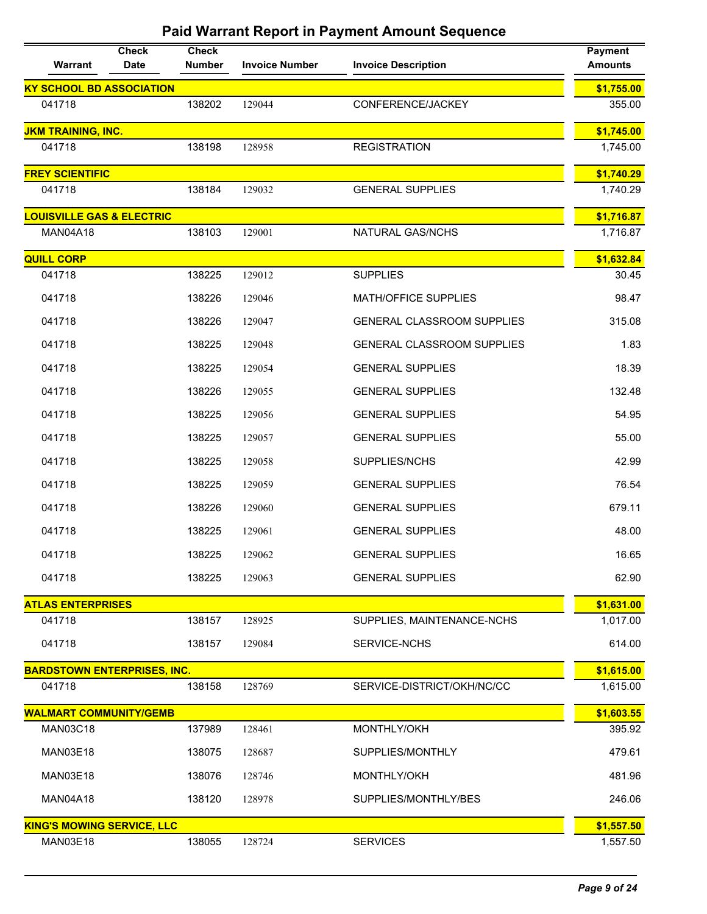## Paid Warrant Report in Payment Amount Sequence

| Warrant | Check Date | Check Number | Invoice Number | Invoice Description | Payment Amounts |
|---|---|---|---|---|---|
| **KY SCHOOL BD ASSOCIATION** | | | | | **$1,755.00** |
| 041718 | | 138202 | 129044 | CONFERENCE/JACKEY | 355.00 |
| **JKM TRAINING, INC.** | | | | | **$1,745.00** |
| 041718 | | 138198 | 128958 | REGISTRATION | 1,745.00 |
| **FREY SCIENTIFIC** | | | | | **$1,740.29** |
| 041718 | | 138184 | 129032 | GENERAL SUPPLIES | 1,740.29 |
| **LOUISVILLE GAS & ELECTRIC** | | | | | **$1,716.87** |
| MAN04A18 | | 138103 | 129001 | NATURAL GAS/NCHS | 1,716.87 |
| **QUILL CORP** | | | | | **$1,632.84** |
| 041718 | | 138225 | 129012 | SUPPLIES | 30.45 |
| 041718 | | 138226 | 129046 | MATH/OFFICE SUPPLIES | 98.47 |
| 041718 | | 138226 | 129047 | GENERAL CLASSROOM SUPPLIES | 315.08 |
| 041718 | | 138225 | 129048 | GENERAL CLASSROOM SUPPLIES | 1.83 |
| 041718 | | 138225 | 129054 | GENERAL SUPPLIES | 18.39 |
| 041718 | | 138226 | 129055 | GENERAL SUPPLIES | 132.48 |
| 041718 | | 138225 | 129056 | GENERAL SUPPLIES | 54.95 |
| 041718 | | 138225 | 129057 | GENERAL SUPPLIES | 55.00 |
| 041718 | | 138225 | 129058 | SUPPLIES/NCHS | 42.99 |
| 041718 | | 138225 | 129059 | GENERAL SUPPLIES | 76.54 |
| 041718 | | 138226 | 129060 | GENERAL SUPPLIES | 679.11 |
| 041718 | | 138225 | 129061 | GENERAL SUPPLIES | 48.00 |
| 041718 | | 138225 | 129062 | GENERAL SUPPLIES | 16.65 |
| 041718 | | 138225 | 129063 | GENERAL SUPPLIES | 62.90 |
| **ATLAS ENTERPRISES** | | | | | **$1,631.00** |
| 041718 | | 138157 | 128925 | SUPPLIES, MAINTENANCE-NCHS | 1,017.00 |
| 041718 | | 138157 | 129084 | SERVICE-NCHS | 614.00 |
| **BARDSTOWN ENTERPRISES, INC.** | | | | | **$1,615.00** |
| 041718 | | 138158 | 128769 | SERVICE-DISTRICT/OKH/NC/CC | 1,615.00 |
| **WALMART COMMUNITY/GEMB** | | | | | **$1,603.55** |
| MAN03C18 | | 137989 | 128461 | MONTHLY/OKH | 395.92 |
| MAN03E18 | | 138075 | 128687 | SUPPLIES/MONTHLY | 479.61 |
| MAN03E18 | | 138076 | 128746 | MONTHLY/OKH | 481.96 |
| MAN04A18 | | 138120 | 128978 | SUPPLIES/MONTHLY/BES | 246.06 |
| **KING'S MOWING SERVICE, LLC** | | | | | **$1,557.50** |
| MAN03E18 | | 138055 | 128724 | SERVICES | 1,557.50 |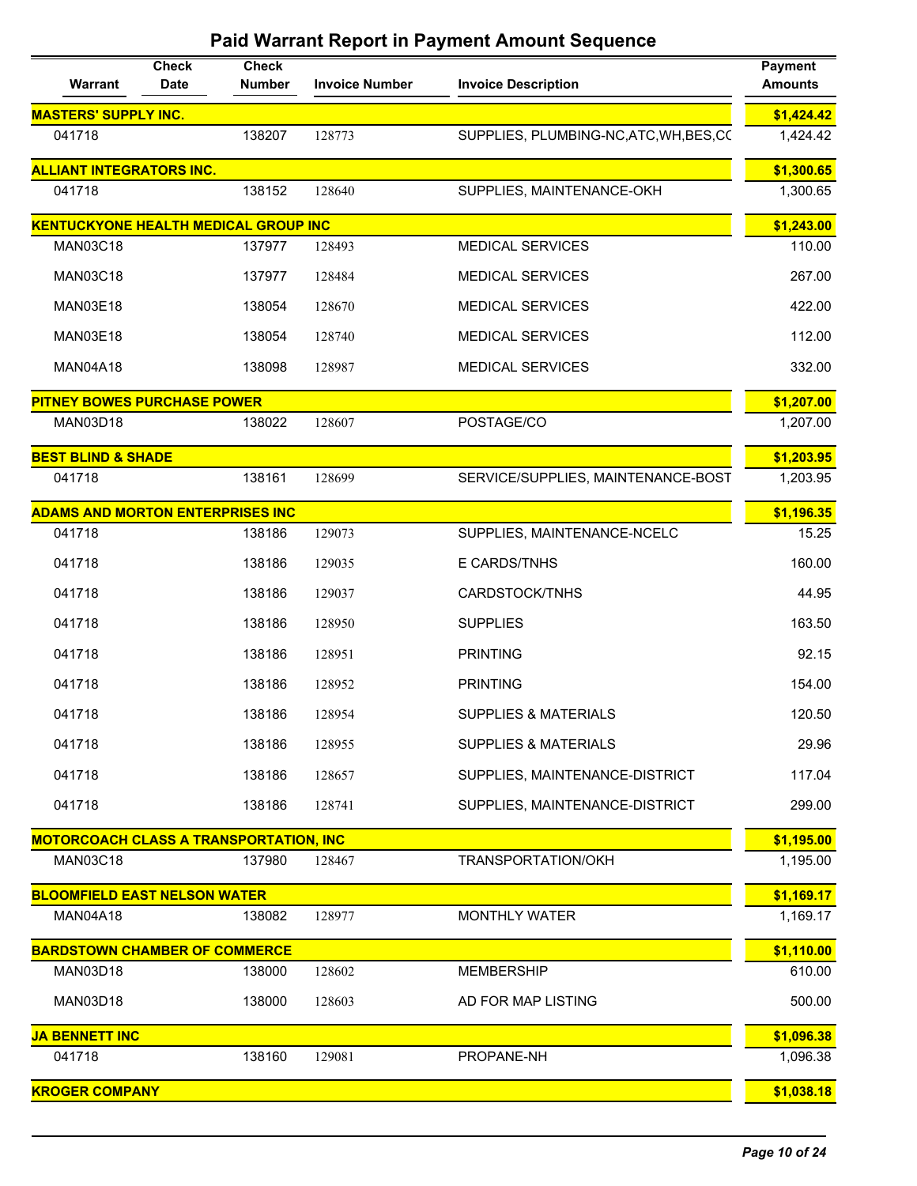# Paid Warrant Report in Payment Amount Sequence

| Warrant | Check Date | Check Number | Invoice Number | Invoice Description | Payment Amounts |
|---|---|---|---|---|---|
| **MASTERS' SUPPLY INC.** | | | | | **$1,424.42** |
| 041718 | | 138207 | 128773 | SUPPLIES, PLUMBING-NC,ATC,WH,BES,CC | 1,424.42 |
| **ALLIANT INTEGRATORS INC.** | | | | | **$1,300.65** |
| 041718 | | 138152 | 128640 | SUPPLIES, MAINTENANCE-OKH | 1,300.65 |
| **KENTUCKYONE HEALTH MEDICAL GROUP INC** | | | | | **$1,243.00** |
| MAN03C18 | | 137977 | 128493 | MEDICAL SERVICES | 110.00 |
| MAN03C18 | | 137977 | 128484 | MEDICAL SERVICES | 267.00 |
| MAN03E18 | | 138054 | 128670 | MEDICAL SERVICES | 422.00 |
| MAN03E18 | | 138054 | 128740 | MEDICAL SERVICES | 112.00 |
| MAN04A18 | | 138098 | 128987 | MEDICAL SERVICES | 332.00 |
| **PITNEY BOWES PURCHASE POWER** | | | | | **$1,207.00** |
| MAN03D18 | | 138022 | 128607 | POSTAGE/CO | 1,207.00 |
| **BEST BLIND & SHADE** | | | | | **$1,203.95** |
| 041718 | | 138161 | 128699 | SERVICE/SUPPLIES, MAINTENANCE-BOST | 1,203.95 |
| **ADAMS AND MORTON ENTERPRISES INC** | | | | | **$1,196.35** |
| 041718 | | 138186 | 129073 | SUPPLIES, MAINTENANCE-NCELC | 15.25 |
| 041718 | | 138186 | 129035 | E CARDS/TNHS | 160.00 |
| 041718 | | 138186 | 129037 | CARDSTOCK/TNHS | 44.95 |
| 041718 | | 138186 | 128950 | SUPPLIES | 163.50 |
| 041718 | | 138186 | 128951 | PRINTING | 92.15 |
| 041718 | | 138186 | 128952 | PRINTING | 154.00 |
| 041718 | | 138186 | 128954 | SUPPLIES & MATERIALS | 120.50 |
| 041718 | | 138186 | 128955 | SUPPLIES & MATERIALS | 29.96 |
| 041718 | | 138186 | 128657 | SUPPLIES, MAINTENANCE-DISTRICT | 117.04 |
| 041718 | | 138186 | 128741 | SUPPLIES, MAINTENANCE-DISTRICT | 299.00 |
| **MOTORCOACH CLASS A TRANSPORTATION, INC** | | | | | **$1,195.00** |
| MAN03C18 | | 137980 | 128467 | TRANSPORTATION/OKH | 1,195.00 |
| **BLOOMFIELD EAST NELSON WATER** | | | | | **$1,169.17** |
| MAN04A18 | | 138082 | 128977 | MONTHLY WATER | 1,169.17 |
| **BARDSTOWN CHAMBER OF COMMERCE** | | | | | **$1,110.00** |
| MAN03D18 | | 138000 | 128602 | MEMBERSHIP | 610.00 |
| MAN03D18 | | 138000 | 128603 | AD FOR MAP LISTING | 500.00 |
| **JA BENNETT INC** | | | | | **$1,096.38** |
| 041718 | | 138160 | 129081 | PROPANE-NH | 1,096.38 |
| **KROGER COMPANY** | | | | | **$1,038.18** |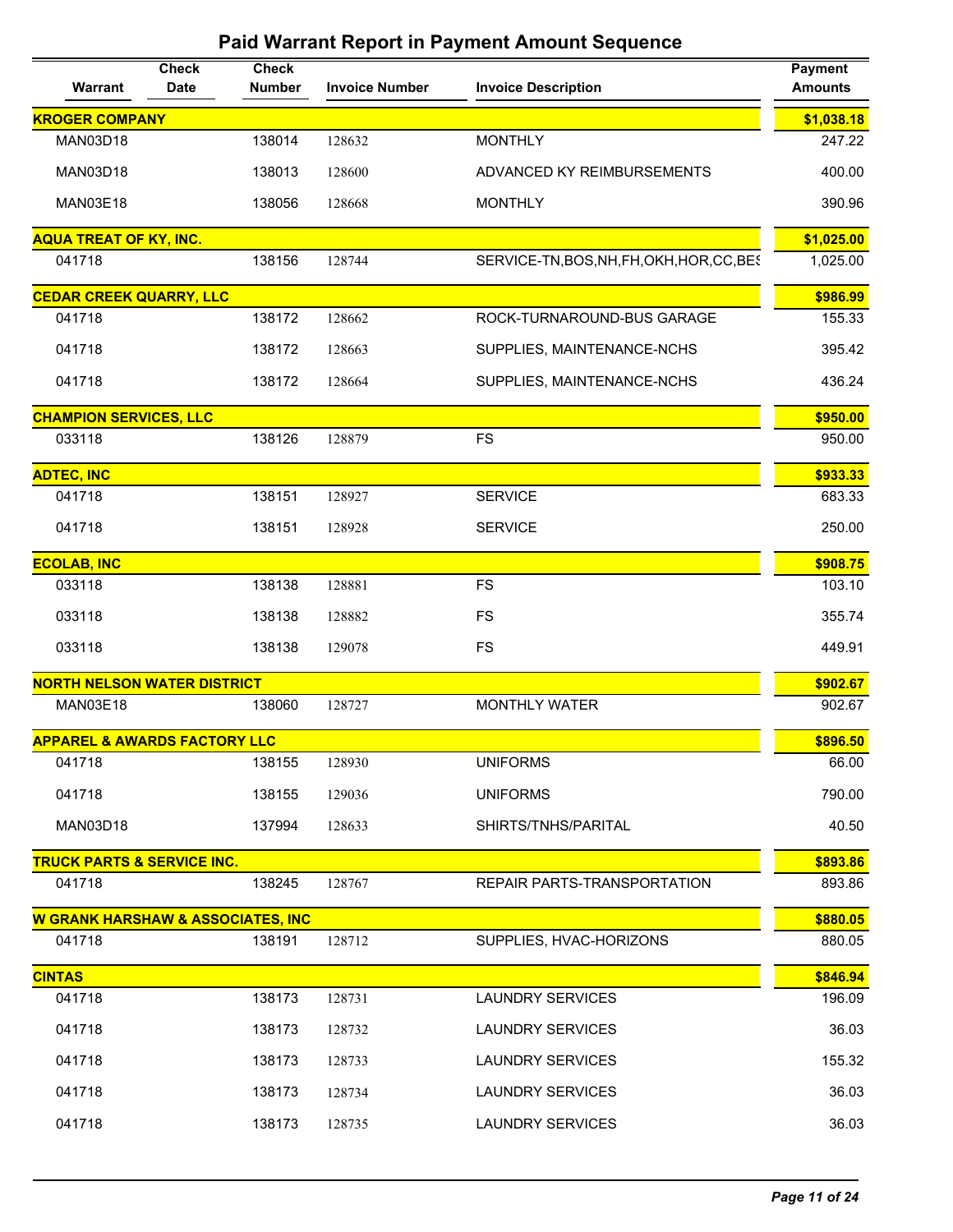# Paid Warrant Report in Payment Amount Sequence

| Warrant | Check Date | Check Number | Invoice Number | Invoice Description | Payment Amounts |
|---|---|---|---|---|---|
| **KROGER COMPANY** | | | | | **$1,038.18** |
| MAN03D18 | | 138014 | 128632 | MONTHLY | 247.22 |
| MAN03D18 | | 138013 | 128600 | ADVANCED KY REIMBURSEMENTS | 400.00 |
| MAN03E18 | | 138056 | 128668 | MONTHLY | 390.96 |
| **AQUA TREAT OF KY, INC.** | | | | | **$1,025.00** |
| 041718 | | 138156 | 128744 | SERVICE-TN,BOS,NH,FH,OKH,HOR,CC,BES | 1,025.00 |
| **CEDAR CREEK QUARRY, LLC** | | | | | **$986.99** |
| 041718 | | 138172 | 128662 | ROCK-TURNAROUND-BUS GARAGE | 155.33 |
| 041718 | | 138172 | 128663 | SUPPLIES, MAINTENANCE-NCHS | 395.42 |
| 041718 | | 138172 | 128664 | SUPPLIES, MAINTENANCE-NCHS | 436.24 |
| **CHAMPION SERVICES, LLC** | | | | | **$950.00** |
| 033118 | | 138126 | 128879 | FS | 950.00 |
| **ADTEC, INC** | | | | | **$933.33** |
| 041718 | | 138151 | 128927 | SERVICE | 683.33 |
| 041718 | | 138151 | 128928 | SERVICE | 250.00 |
| **ECOLAB, INC** | | | | | **$908.75** |
| 033118 | | 138138 | 128881 | FS | 103.10 |
| 033118 | | 138138 | 128882 | FS | 355.74 |
| 033118 | | 138138 | 129078 | FS | 449.91 |
| **NORTH NELSON WATER DISTRICT** | | | | | **$902.67** |
| MAN03E18 | | 138060 | 128727 | MONTHLY WATER | 902.67 |
| **APPAREL & AWARDS FACTORY LLC** | | | | | **$896.50** |
| 041718 | | 138155 | 128930 | UNIFORMS | 66.00 |
| 041718 | | 138155 | 129036 | UNIFORMS | 790.00 |
| MAN03D18 | | 137994 | 128633 | SHIRTS/TNHS/PARITAL | 40.50 |
| **TRUCK PARTS & SERVICE INC.** | | | | | **$893.86** |
| 041718 | | 138245 | 128767 | REPAIR PARTS-TRANSPORTATION | 893.86 |
| **W GRANK HARSHAW & ASSOCIATES, INC** | | | | | **$880.05** |
| 041718 | | 138191 | 128712 | SUPPLIES, HVAC-HORIZONS | 880.05 |
| **CINTAS** | | | | | **$846.94** |
| 041718 | | 138173 | 128731 | LAUNDRY SERVICES | 196.09 |
| 041718 | | 138173 | 128732 | LAUNDRY SERVICES | 36.03 |
| 041718 | | 138173 | 128733 | LAUNDRY SERVICES | 155.32 |
| 041718 | | 138173 | 128734 | LAUNDRY SERVICES | 36.03 |
| 041718 | | 138173 | 128735 | LAUNDRY SERVICES | 36.03 |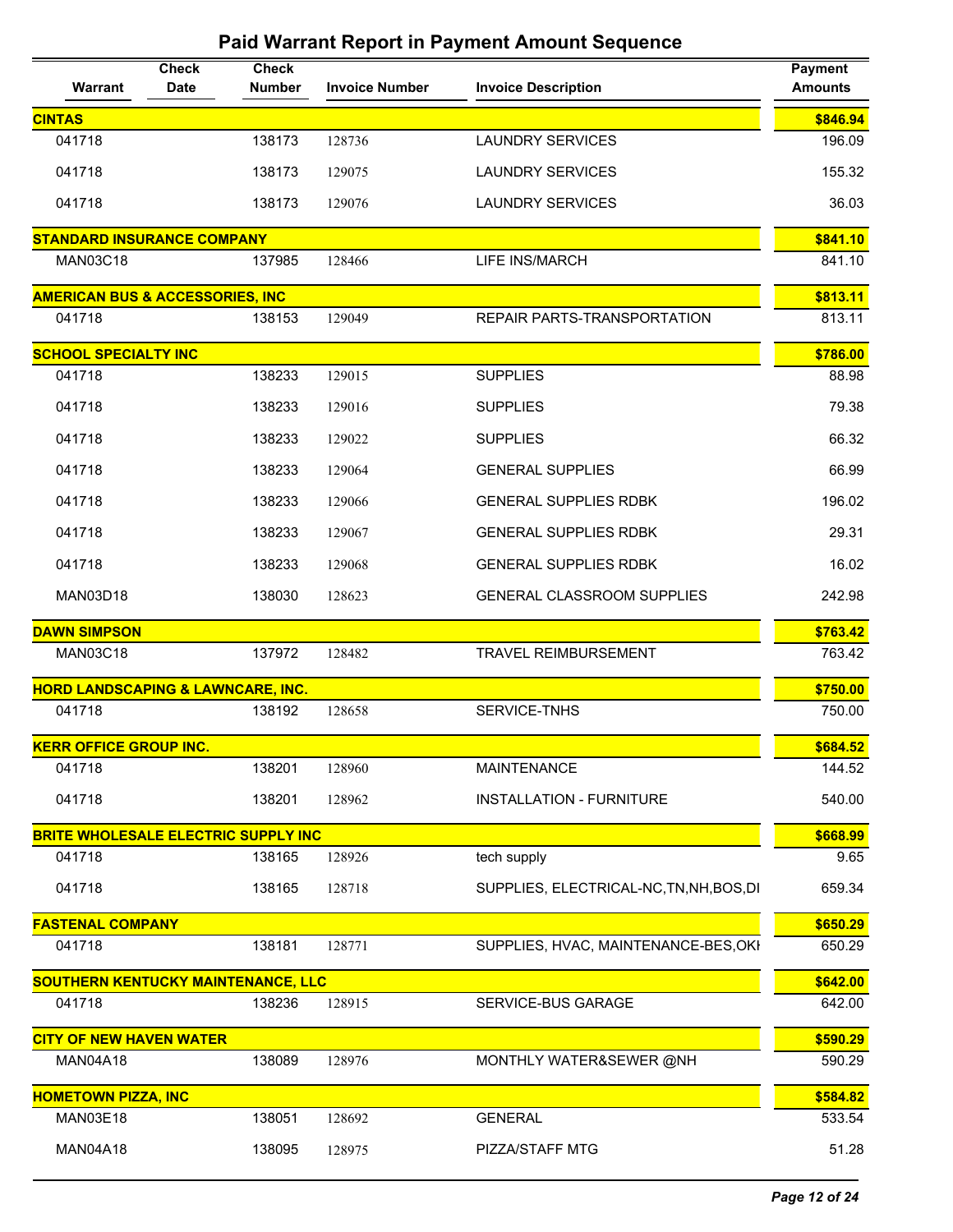# Paid Warrant Report in Payment Amount Sequence

| Warrant | Check Date | Check Number | Invoice Number | Invoice Description | Payment Amounts |
|---|---|---|---|---|---|
| **CINTAS** | | | | | **$846.94** |
| 041718 | | 138173 | 128736 | LAUNDRY SERVICES | 196.09 |
| 041718 | | 138173 | 129075 | LAUNDRY SERVICES | 155.32 |
| 041718 | | 138173 | 129076 | LAUNDRY SERVICES | 36.03 |
| **STANDARD INSURANCE COMPANY** | | | | | **$841.10** |
| MAN03C18 | | 137985 | 128466 | LIFE INS/MARCH | 841.10 |
| **AMERICAN BUS & ACCESSORIES, INC** | | | | | **$813.11** |
| 041718 | | 138153 | 129049 | REPAIR PARTS-TRANSPORTATION | 813.11 |
| **SCHOOL SPECIALTY INC** | | | | | **$786.00** |
| 041718 | | 138233 | 129015 | SUPPLIES | 88.98 |
| 041718 | | 138233 | 129016 | SUPPLIES | 79.38 |
| 041718 | | 138233 | 129022 | SUPPLIES | 66.32 |
| 041718 | | 138233 | 129064 | GENERAL SUPPLIES | 66.99 |
| 041718 | | 138233 | 129066 | GENERAL SUPPLIES RDBK | 196.02 |
| 041718 | | 138233 | 129067 | GENERAL SUPPLIES RDBK | 29.31 |
| 041718 | | 138233 | 129068 | GENERAL SUPPLIES RDBK | 16.02 |
| MAN03D18 | | 138030 | 128623 | GENERAL CLASSROOM SUPPLIES | 242.98 |
| **DAWN SIMPSON** | | | | | **$763.42** |
| MAN03C18 | | 137972 | 128482 | TRAVEL REIMBURSEMENT | 763.42 |
| **HORD LANDSCAPING & LAWNCARE, INC.** | | | | | **$750.00** |
| 041718 | | 138192 | 128658 | SERVICE-TNHS | 750.00 |
| **KERR OFFICE GROUP INC.** | | | | | **$684.52** |
| 041718 | | 138201 | 128960 | MAINTENANCE | 144.52 |
| 041718 | | 138201 | 128962 | INSTALLATION - FURNITURE | 540.00 |
| **BRITE WHOLESALE ELECTRIC SUPPLY INC** | | | | | **$668.99** |
| 041718 | | 138165 | 128926 | tech supply | 9.65 |
| 041718 | | 138165 | 128718 | SUPPLIES, ELECTRICAL-NC,TN,NH,BOS,DI | 659.34 |
| **FASTENAL COMPANY** | | | | | **$650.29** |
| 041718 | | 138181 | 128771 | SUPPLIES, HVAC, MAINTENANCE-BES,OKI | 650.29 |
| **SOUTHERN KENTUCKY MAINTENANCE, LLC** | | | | | **$642.00** |
| 041718 | | 138236 | 128915 | SERVICE-BUS GARAGE | 642.00 |
| **CITY OF NEW HAVEN WATER** | | | | | **$590.29** |
| MAN04A18 | | 138089 | 128976 | MONTHLY WATER&SEWER @NH | 590.29 |
| **HOMETOWN PIZZA, INC** | | | | | **$584.82** |
| MAN03E18 | | 138051 | 128692 | GENERAL | 533.54 |
| MAN04A18 | | 138095 | 128975 | PIZZA/STAFF MTG | 51.28 |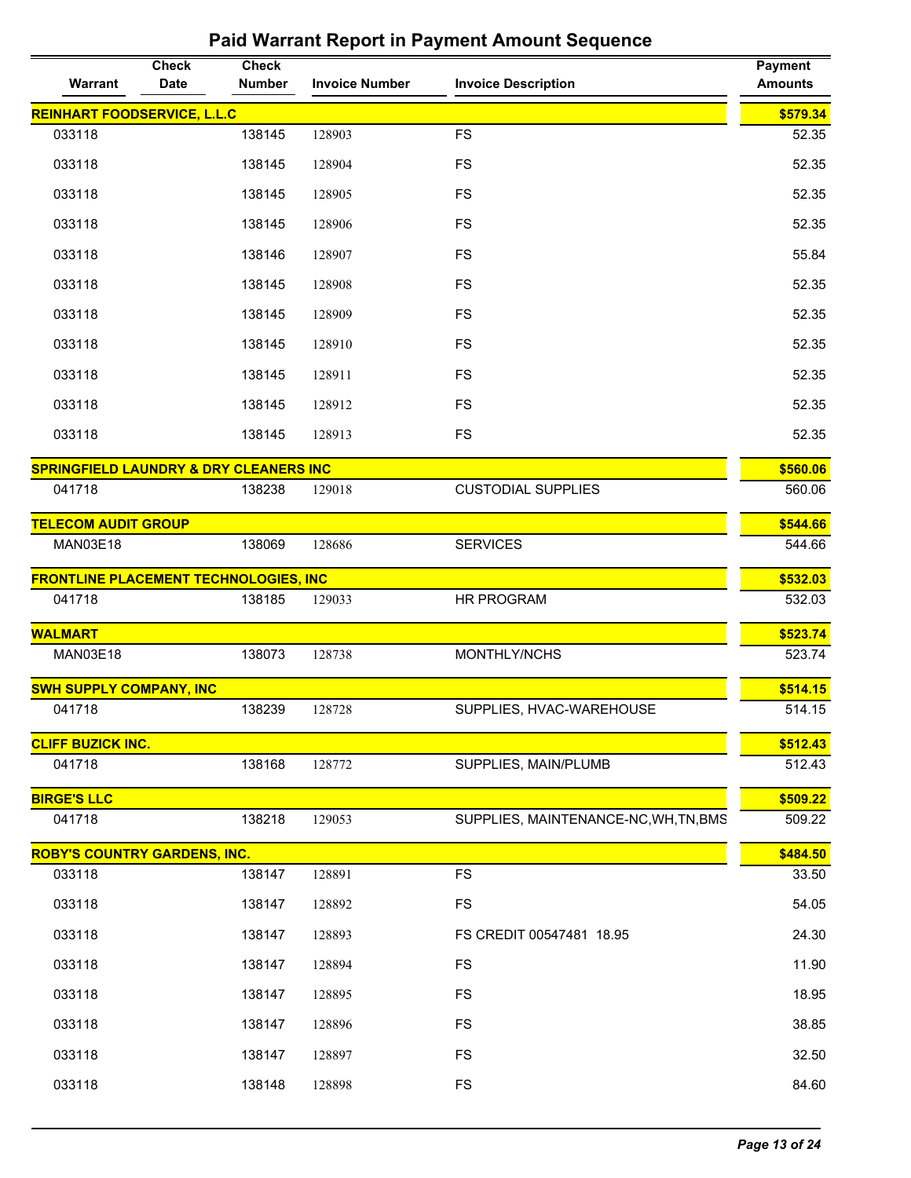# Paid Warrant Report in Payment Amount Sequence

| Warrant | Check Date | Check Number | Invoice Number | Invoice Description | Payment Amounts |
|---|---|---|---|---|---|
| **REINHART FOODSERVICE, L.L.C** | | | | | **$579.34** |
| 033118 | | 138145 | 128903 | FS | 52.35 |
| 033118 | | 138145 | 128904 | FS | 52.35 |
| 033118 | | 138145 | 128905 | FS | 52.35 |
| 033118 | | 138145 | 128906 | FS | 52.35 |
| 033118 | | 138146 | 128907 | FS | 55.84 |
| 033118 | | 138145 | 128908 | FS | 52.35 |
| 033118 | | 138145 | 128909 | FS | 52.35 |
| 033118 | | 138145 | 128910 | FS | 52.35 |
| 033118 | | 138145 | 128911 | FS | 52.35 |
| 033118 | | 138145 | 128912 | FS | 52.35 |
| 033118 | | 138145 | 128913 | FS | 52.35 |
| **SPRINGFIELD LAUNDRY & DRY CLEANERS INC** | | | | | **$560.06** |
| 041718 | | 138238 | 129018 | CUSTODIAL SUPPLIES | 560.06 |
| **TELECOM AUDIT GROUP** | | | | | **$544.66** |
| MAN03E18 | | 138069 | 128686 | SERVICES | 544.66 |
| **FRONTLINE PLACEMENT TECHNOLOGIES, INC** | | | | | **$532.03** |
| 041718 | | 138185 | 129033 | HR PROGRAM | 532.03 |
| **WALMART** | | | | | **$523.74** |
| MAN03E18 | | 138073 | 128738 | MONTHLY/NCHS | 523.74 |
| **SWH SUPPLY COMPANY, INC** | | | | | **$514.15** |
| 041718 | | 138239 | 128728 | SUPPLIES, HVAC-WAREHOUSE | 514.15 |
| **CLIFF BUZICK INC.** | | | | | **$512.43** |
| 041718 | | 138168 | 128772 | SUPPLIES, MAIN/PLUMB | 512.43 |
| **BIRGE'S LLC** | | | | | **$509.22** |
| 041718 | | 138218 | 129053 | SUPPLIES, MAINTENANCE-NC,WH,TN,BMS | 509.22 |
| **ROBY'S COUNTRY GARDENS, INC.** | | | | | **$484.50** |
| 033118 | | 138147 | 128891 | FS | 33.50 |
| 033118 | | 138147 | 128892 | FS | 54.05 |
| 033118 | | 138147 | 128893 | FS CREDIT 00547481 18.95 | 24.30 |
| 033118 | | 138147 | 128894 | FS | 11.90 |
| 033118 | | 138147 | 128895 | FS | 18.95 |
| 033118 | | 138147 | 128896 | FS | 38.85 |
| 033118 | | 138147 | 128897 | FS | 32.50 |
| 033118 | | 138148 | 128898 | FS | 84.60 |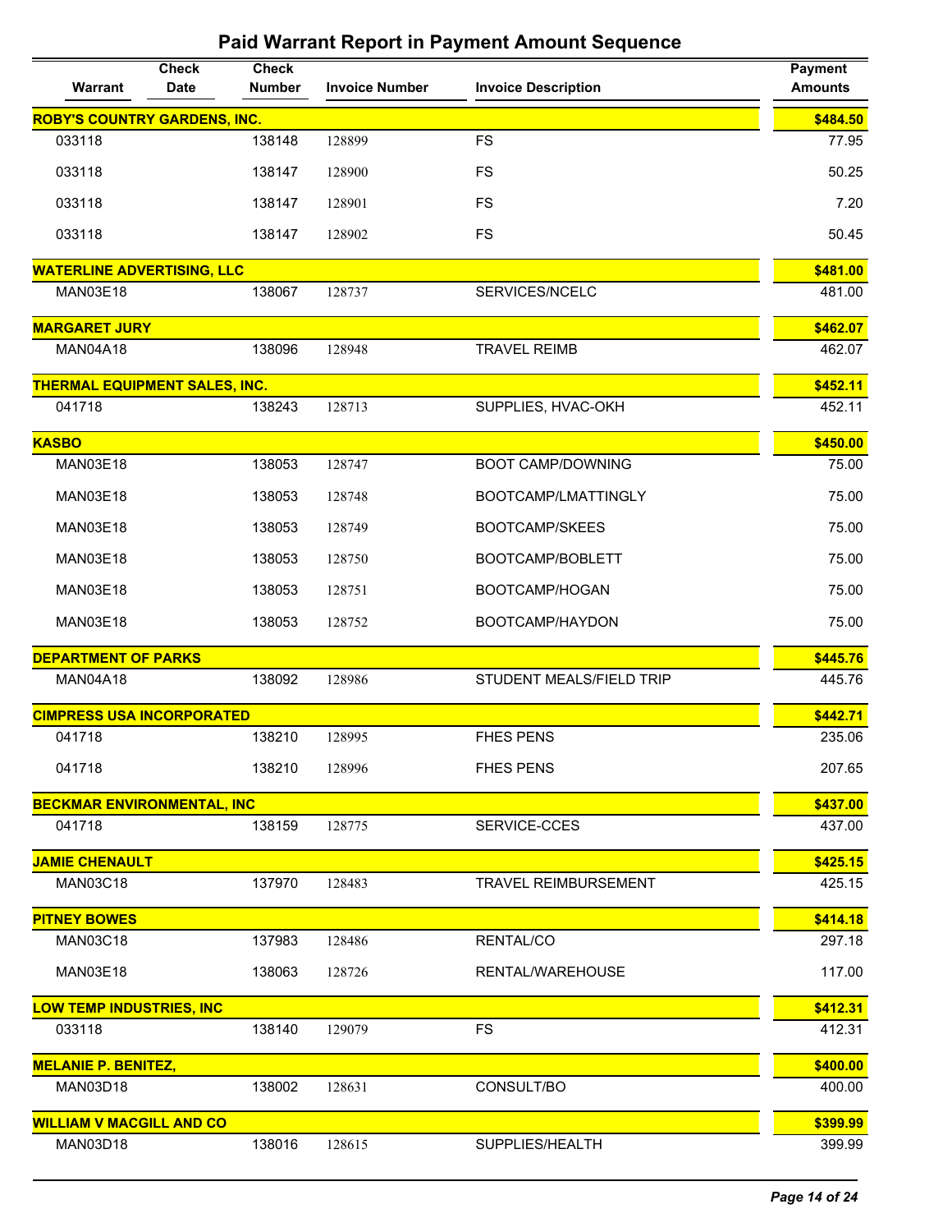# Paid Warrant Report in Payment Amount Sequence

| Warrant | Check Date | Check Number | Invoice Number | Invoice Description | Payment Amounts |
|---|---|---|---|---|---|
| **ROBY'S COUNTRY GARDENS, INC.** | | | | | **$484.50** |
| 033118 | | 138148 | 128899 | FS | 77.95 |
| 033118 | | 138147 | 128900 | FS | 50.25 |
| 033118 | | 138147 | 128901 | FS | 7.20 |
| 033118 | | 138147 | 128902 | FS | 50.45 |
| **WATERLINE ADVERTISING, LLC** | | | | | **$481.00** |
| MAN03E18 | | 138067 | 128737 | SERVICES/NCELC | 481.00 |
| **MARGARET JURY** | | | | | **$462.07** |
| MAN04A18 | | 138096 | 128948 | TRAVEL REIMB | 462.07 |
| **THERMAL EQUIPMENT SALES, INC.** | | | | | **$452.11** |
| 041718 | | 138243 | 128713 | SUPPLIES, HVAC-OKH | 452.11 |
| **KASBO** | | | | | **$450.00** |
| MAN03E18 | | 138053 | 128747 | BOOT CAMP/DOWNING | 75.00 |
| MAN03E18 | | 138053 | 128748 | BOOTCAMP/LMATTINGLY | 75.00 |
| MAN03E18 | | 138053 | 128749 | BOOTCAMP/SKEES | 75.00 |
| MAN03E18 | | 138053 | 128750 | BOOTCAMP/BOBLETT | 75.00 |
| MAN03E18 | | 138053 | 128751 | BOOTCAMP/HOGAN | 75.00 |
| MAN03E18 | | 138053 | 128752 | BOOTCAMP/HAYDON | 75.00 |
| **DEPARTMENT OF PARKS** | | | | | **$445.76** |
| MAN04A18 | | 138092 | 128986 | STUDENT MEALS/FIELD TRIP | 445.76 |
| **CIMPRESS USA INCORPORATED** | | | | | **$442.71** |
| 041718 | | 138210 | 128995 | FHES PENS | 235.06 |
| 041718 | | 138210 | 128996 | FHES PENS | 207.65 |
| **BECKMAR ENVIRONMENTAL, INC** | | | | | **$437.00** |
| 041718 | | 138159 | 128775 | SERVICE-CCES | 437.00 |
| **JAMIE CHENAULT** | | | | | **$425.15** |
| MAN03C18 | | 137970 | 128483 | TRAVEL REIMBURSEMENT | 425.15 |
| **PITNEY BOWES** | | | | | **$414.18** |
| MAN03C18 | | 137983 | 128486 | RENTAL/CO | 297.18 |
| MAN03E18 | | 138063 | 128726 | RENTAL/WAREHOUSE | 117.00 |
| **LOW TEMP INDUSTRIES, INC** | | | | | **$412.31** |
| 033118 | | 138140 | 129079 | FS | 412.31 |
| **MELANIE P. BENITEZ,** | | | | | **$400.00** |
| MAN03D18 | | 138002 | 128631 | CONSULT/BO | 400.00 |
| **WILLIAM V MACGILL AND CO** | | | | | **$399.99** |
| MAN03D18 | | 138016 | 128615 | SUPPLIES/HEALTH | 399.99 |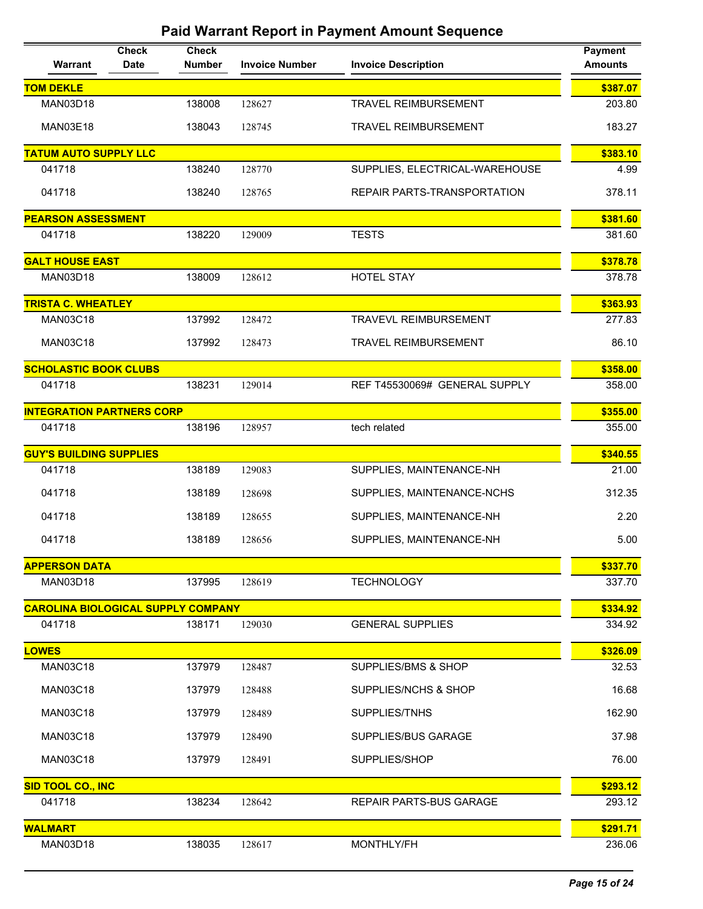## Paid Warrant Report in Payment Amount Sequence

| Warrant | Check Date | Check Number | Invoice Number | Invoice Description | Payment Amounts |
|---|---|---|---|---|---|
| **TOM DEKLE** | | | | | **$387.07** |
| MAN03D18 | | 138008 | 128627 | TRAVEL REIMBURSEMENT | 203.80 |
| MAN03E18 | | 138043 | 128745 | TRAVEL REIMBURSEMENT | 183.27 |
| **TATUM AUTO SUPPLY LLC** | | | | | **$383.10** |
| 041718 | | 138240 | 128770 | SUPPLIES, ELECTRICAL-WAREHOUSE | 4.99 |
| 041718 | | 138240 | 128765 | REPAIR PARTS-TRANSPORTATION | 378.11 |
| **PEARSON ASSESSMENT** | | | | | **$381.60** |
| 041718 | | 138220 | 129009 | TESTS | 381.60 |
| **GALT HOUSE EAST** | | | | | **$378.78** |
| MAN03D18 | | 138009 | 128612 | HOTEL STAY | 378.78 |
| **TRISTA C. WHEATLEY** | | | | | **$363.93** |
| MAN03C18 | | 137992 | 128472 | TRAVEVL REIMBURSEMENT | 277.83 |
| MAN03C18 | | 137992 | 128473 | TRAVEL REIMBURSEMENT | 86.10 |
| **SCHOLASTIC BOOK CLUBS** | | | | | **$358.00** |
| 041718 | | 138231 | 129014 | REF T45530069# GENERAL SUPPLY | 358.00 |
| **INTEGRATION PARTNERS CORP** | | | | | **$355.00** |
| 041718 | | 138196 | 128957 | tech related | 355.00 |
| **GUY'S BUILDING SUPPLIES** | | | | | **$340.55** |
| 041718 | | 138189 | 129083 | SUPPLIES, MAINTENANCE-NH | 21.00 |
| 041718 | | 138189 | 128698 | SUPPLIES, MAINTENANCE-NCHS | 312.35 |
| 041718 | | 138189 | 128655 | SUPPLIES, MAINTENANCE-NH | 2.20 |
| 041718 | | 138189 | 128656 | SUPPLIES, MAINTENANCE-NH | 5.00 |
| **APPERSON DATA** | | | | | **$337.70** |
| MAN03D18 | | 137995 | 128619 | TECHNOLOGY | 337.70 |
| **CAROLINA BIOLOGICAL SUPPLY COMPANY** | | | | | **$334.92** |
| 041718 | | 138171 | 129030 | GENERAL SUPPLIES | 334.92 |
| **LOWES** | | | | | **$326.09** |
| MAN03C18 | | 137979 | 128487 | SUPPLIES/BMS & SHOP | 32.53 |
| MAN03C18 | | 137979 | 128488 | SUPPLIES/NCHS & SHOP | 16.68 |
| MAN03C18 | | 137979 | 128489 | SUPPLIES/TNHS | 162.90 |
| MAN03C18 | | 137979 | 128490 | SUPPLIES/BUS GARAGE | 37.98 |
| MAN03C18 | | 137979 | 128491 | SUPPLIES/SHOP | 76.00 |
| **SID TOOL CO., INC** | | | | | **$293.12** |
| 041718 | | 138234 | 128642 | REPAIR PARTS-BUS GARAGE | 293.12 |
| **WALMART** | | | | | **$291.71** |
| MAN03D18 | | 138035 | 128617 | MONTHLY/FH | 236.06 |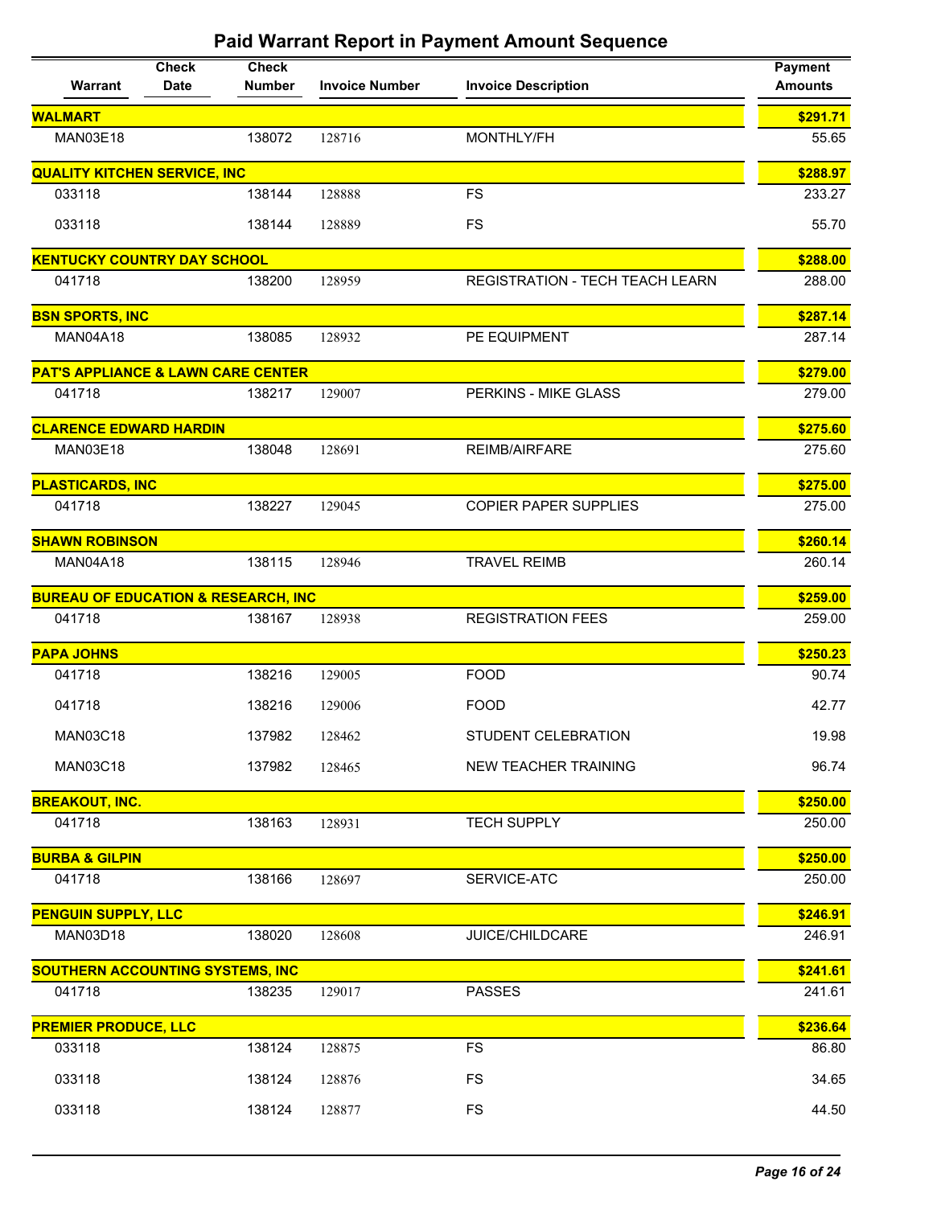## Paid Warrant Report in Payment Amount Sequence

| Warrant | Check Date | Check Number | Invoice Number | Invoice Description | Payment Amounts |
|---|---|---|---|---|---|
| **WALMART** | | | | | **$291.71** |
| MAN03E18 | | 138072 | 128716 | MONTHLY/FH | 55.65 |
| **QUALITY KITCHEN SERVICE, INC** | | | | | **$288.97** |
| 033118 | | 138144 | 128888 | FS | 233.27 |
| 033118 | | 138144 | 128889 | FS | 55.70 |
| **KENTUCKY COUNTRY DAY SCHOOL** | | | | | **$288.00** |
| 041718 | | 138200 | 128959 | REGISTRATION - TECH TEACH LEARN | 288.00 |
| **BSN SPORTS, INC** | | | | | **$287.14** |
| MAN04A18 | | 138085 | 128932 | PE EQUIPMENT | 287.14 |
| **PAT'S APPLIANCE & LAWN CARE CENTER** | | | | | **$279.00** |
| 041718 | | 138217 | 129007 | PERKINS - MIKE GLASS | 279.00 |
| **CLARENCE EDWARD HARDIN** | | | | | **$275.60** |
| MAN03E18 | | 138048 | 128691 | REIMB/AIRFARE | 275.60 |
| **PLASTICARDS, INC** | | | | | **$275.00** |
| 041718 | | 138227 | 129045 | COPIER PAPER SUPPLIES | 275.00 |
| **SHAWN ROBINSON** | | | | | **$260.14** |
| MAN04A18 | | 138115 | 128946 | TRAVEL REIMB | 260.14 |
| **BUREAU OF EDUCATION & RESEARCH, INC** | | | | | **$259.00** |
| 041718 | | 138167 | 128938 | REGISTRATION FEES | 259.00 |
| **PAPA JOHNS** | | | | | **$250.23** |
| 041718 | | 138216 | 129005 | FOOD | 90.74 |
| 041718 | | 138216 | 129006 | FOOD | 42.77 |
| MAN03C18 | | 137982 | 128462 | STUDENT CELEBRATION | 19.98 |
| MAN03C18 | | 137982 | 128465 | NEW TEACHER TRAINING | 96.74 |
| **BREAKOUT, INC.** | | | | | **$250.00** |
| 041718 | | 138163 | 128931 | TECH SUPPLY | 250.00 |
| **BURBA & GILPIN** | | | | | **$250.00** |
| 041718 | | 138166 | 128697 | SERVICE-ATC | 250.00 |
| **PENGUIN SUPPLY, LLC** | | | | | **$246.91** |
| MAN03D18 | | 138020 | 128608 | JUICE/CHILDCARE | 246.91 |
| **SOUTHERN ACCOUNTING SYSTEMS, INC** | | | | | **$241.61** |
| 041718 | | 138235 | 129017 | PASSES | 241.61 |
| **PREMIER PRODUCE, LLC** | | | | | **$236.64** |
| 033118 | | 138124 | 128875 | FS | 86.80 |
| 033118 | | 138124 | 128876 | FS | 34.65 |
| 033118 | | 138124 | 128877 | FS | 44.50 |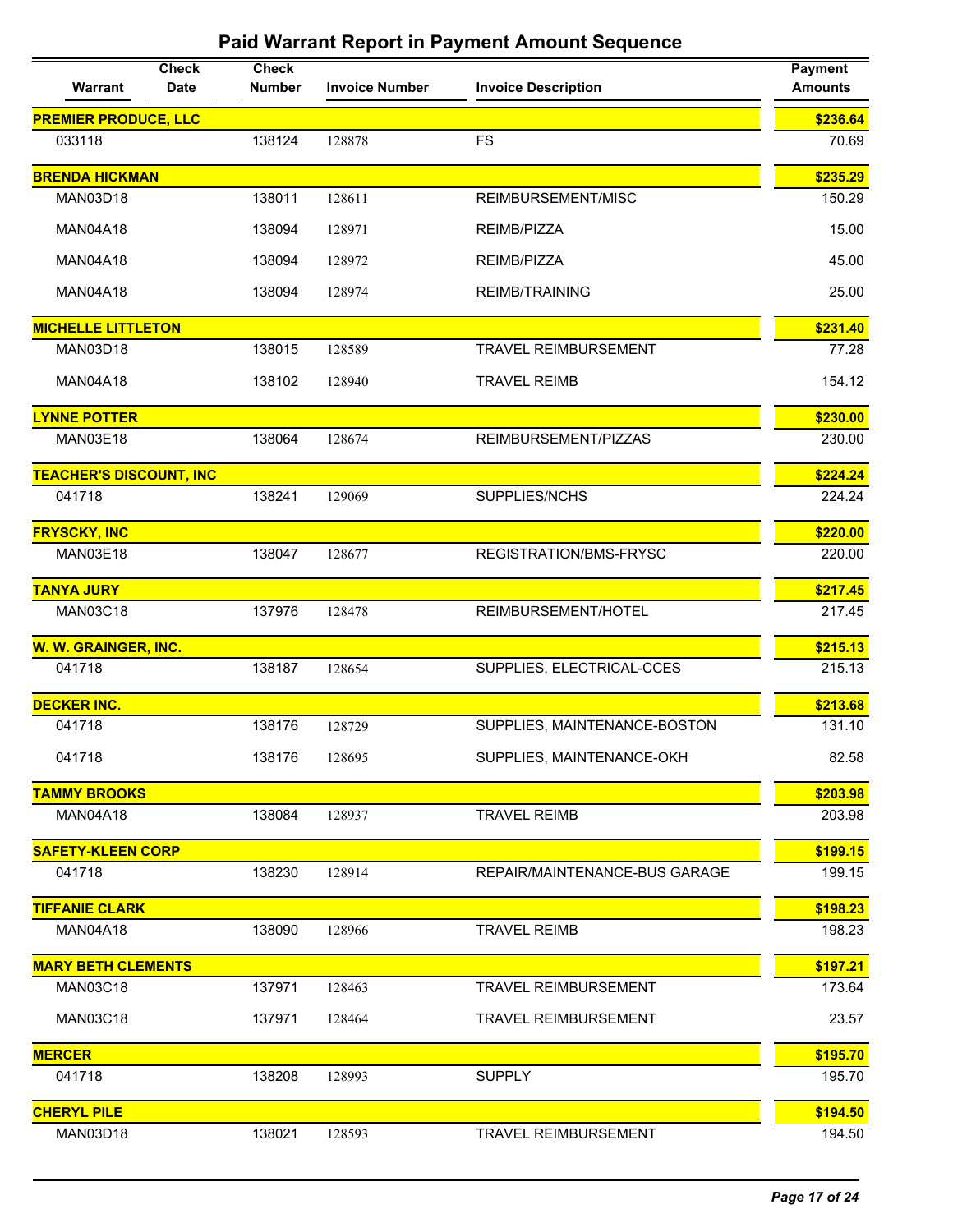# Paid Warrant Report in Payment Amount Sequence

| Warrant | Check Date | Check Number | Invoice Number | Invoice Description | Payment Amounts |
|---|---|---|---|---|---|
| **PREMIER PRODUCE, LLC** | | | | | **$236.64** |
| 033118 | | 138124 | 128878 | FS | 70.69 |
| **BRENDA HICKMAN** | | | | | **$235.29** |
| MAN03D18 | | 138011 | 128611 | REIMBURSEMENT/MISC | 150.29 |
| MAN04A18 | | 138094 | 128971 | REIMB/PIZZA | 15.00 |
| MAN04A18 | | 138094 | 128972 | REIMB/PIZZA | 45.00 |
| MAN04A18 | | 138094 | 128974 | REIMB/TRAINING | 25.00 |
| **MICHELLE LITTLETON** | | | | | **$231.40** |
| MAN03D18 | | 138015 | 128589 | TRAVEL REIMBURSEMENT | 77.28 |
| MAN04A18 | | 138102 | 128940 | TRAVEL REIMB | 154.12 |
| **LYNNE POTTER** | | | | | **$230.00** |
| MAN03E18 | | 138064 | 128674 | REIMBURSEMENT/PIZZAS | 230.00 |
| **TEACHER'S DISCOUNT, INC** | | | | | **$224.24** |
| 041718 | | 138241 | 129069 | SUPPLIES/NCHS | 224.24 |
| **FRYSCKY, INC** | | | | | **$220.00** |
| MAN03E18 | | 138047 | 128677 | REGISTRATION/BMS-FRYSC | 220.00 |
| **TANYA JURY** | | | | | **$217.45** |
| MAN03C18 | | 137976 | 128478 | REIMBURSEMENT/HOTEL | 217.45 |
| **W. W. GRAINGER, INC.** | | | | | **$215.13** |
| 041718 | | 138187 | 128654 | SUPPLIES, ELECTRICAL-CCES | 215.13 |
| **DECKER INC.** | | | | | **$213.68** |
| 041718 | | 138176 | 128729 | SUPPLIES, MAINTENANCE-BOSTON | 131.10 |
| 041718 | | 138176 | 128695 | SUPPLIES, MAINTENANCE-OKH | 82.58 |
| **TAMMY BROOKS** | | | | | **$203.98** |
| MAN04A18 | | 138084 | 128937 | TRAVEL REIMB | 203.98 |
| **SAFETY-KLEEN CORP** | | | | | **$199.15** |
| 041718 | | 138230 | 128914 | REPAIR/MAINTENANCE-BUS GARAGE | 199.15 |
| **TIFFANIE CLARK** | | | | | **$198.23** |
| MAN04A18 | | 138090 | 128966 | TRAVEL REIMB | 198.23 |
| **MARY BETH CLEMENTS** | | | | | **$197.21** |
| MAN03C18 | | 137971 | 128463 | TRAVEL REIMBURSEMENT | 173.64 |
| MAN03C18 | | 137971 | 128464 | TRAVEL REIMBURSEMENT | 23.57 |
| **MERCER** | | | | | **$195.70** |
| 041718 | | 138208 | 128993 | SUPPLY | 195.70 |
| **CHERYL PILE** | | | | | **$194.50** |
| MAN03D18 | | 138021 | 128593 | TRAVEL REIMBURSEMENT | 194.50 |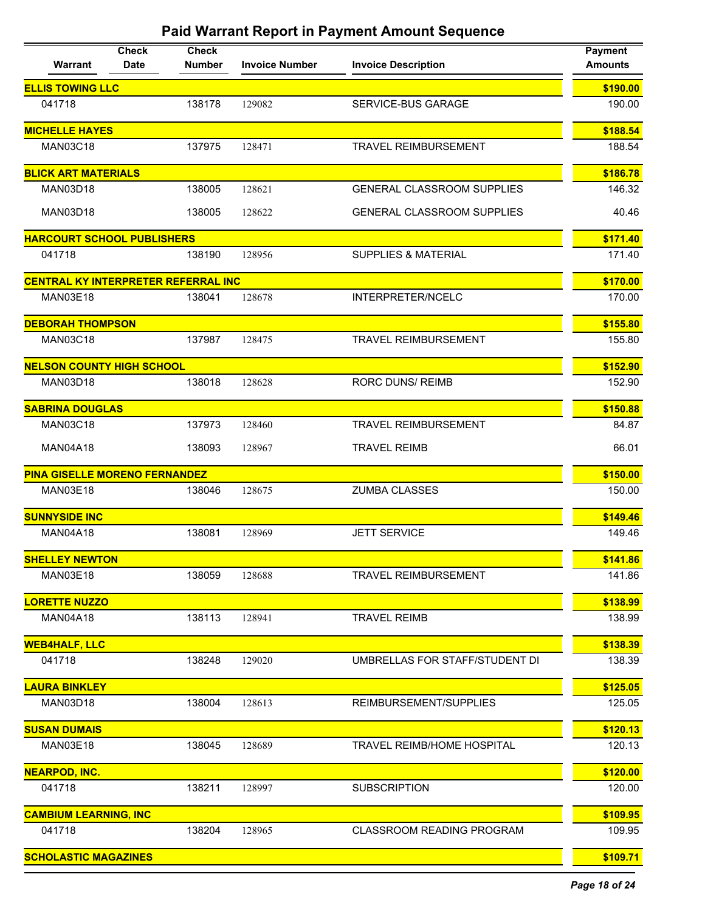## Paid Warrant Report in Payment Amount Sequence

| Warrant | Check Date | Check Number | Invoice Number | Invoice Description | Payment Amounts |
|---|---|---|---|---|---|
| **ELLIS TOWING LLC** | | | | | **$190.00** |
| 041718 | | 138178 | 129082 | SERVICE-BUS GARAGE | 190.00 |
| **MICHELLE HAYES** | | | | | **$188.54** |
| MAN03C18 | | 137975 | 128471 | TRAVEL REIMBURSEMENT | 188.54 |
| **BLICK ART MATERIALS** | | | | | **$186.78** |
| MAN03D18 | | 138005 | 128621 | GENERAL CLASSROOM SUPPLIES | 146.32 |
| MAN03D18 | | 138005 | 128622 | GENERAL CLASSROOM SUPPLIES | 40.46 |
| **HARCOURT SCHOOL PUBLISHERS** | | | | | **$171.40** |
| 041718 | | 138190 | 128956 | SUPPLIES & MATERIAL | 171.40 |
| **CENTRAL KY INTERPRETER REFERRAL INC** | | | | | **$170.00** |
| MAN03E18 | | 138041 | 128678 | INTERPRETER/NCELC | 170.00 |
| **DEBORAH THOMPSON** | | | | | **$155.80** |
| MAN03C18 | | 137987 | 128475 | TRAVEL REIMBURSEMENT | 155.80 |
| **NELSON COUNTY HIGH SCHOOL** | | | | | **$152.90** |
| MAN03D18 | | 138018 | 128628 | RORC DUNS/ REIMB | 152.90 |
| **SABRINA DOUGLAS** | | | | | **$150.88** |
| MAN03C18 | | 137973 | 128460 | TRAVEL REIMBURSEMENT | 84.87 |
| MAN04A18 | | 138093 | 128967 | TRAVEL REIMB | 66.01 |
| **PINA GISELLE MORENO FERNANDEZ** | | | | | **$150.00** |
| MAN03E18 | | 138046 | 128675 | ZUMBA CLASSES | 150.00 |
| **SUNNYSIDE INC** | | | | | **$149.46** |
| MAN04A18 | | 138081 | 128969 | JETT SERVICE | 149.46 |
| **SHELLEY NEWTON** | | | | | **$141.86** |
| MAN03E18 | | 138059 | 128688 | TRAVEL REIMBURSEMENT | 141.86 |
| **LORETTE NUZZO** | | | | | **$138.99** |
| MAN04A18 | | 138113 | 128941 | TRAVEL REIMB | 138.99 |
| **WEB4HALF, LLC** | | | | | **$138.39** |
| 041718 | | 138248 | 129020 | UMBRELLAS FOR STAFF/STUDENT DI | 138.39 |
| **LAURA BINKLEY** | | | | | **$125.05** |
| MAN03D18 | | 138004 | 128613 | REIMBURSEMENT/SUPPLIES | 125.05 |
| **SUSAN DUMAIS** | | | | | **$120.13** |
| MAN03E18 | | 138045 | 128689 | TRAVEL REIMB/HOME HOSPITAL | 120.13 |
| **NEARPOD, INC.** | | | | | **$120.00** |
| 041718 | | 138211 | 128997 | SUBSCRIPTION | 120.00 |
| **CAMBIUM LEARNING, INC** | | | | | **$109.95** |
| 041718 | | 138204 | 128965 | CLASSROOM READING PROGRAM | 109.95 |
| **SCHOLASTIC MAGAZINES** | | | | | **$109.71** |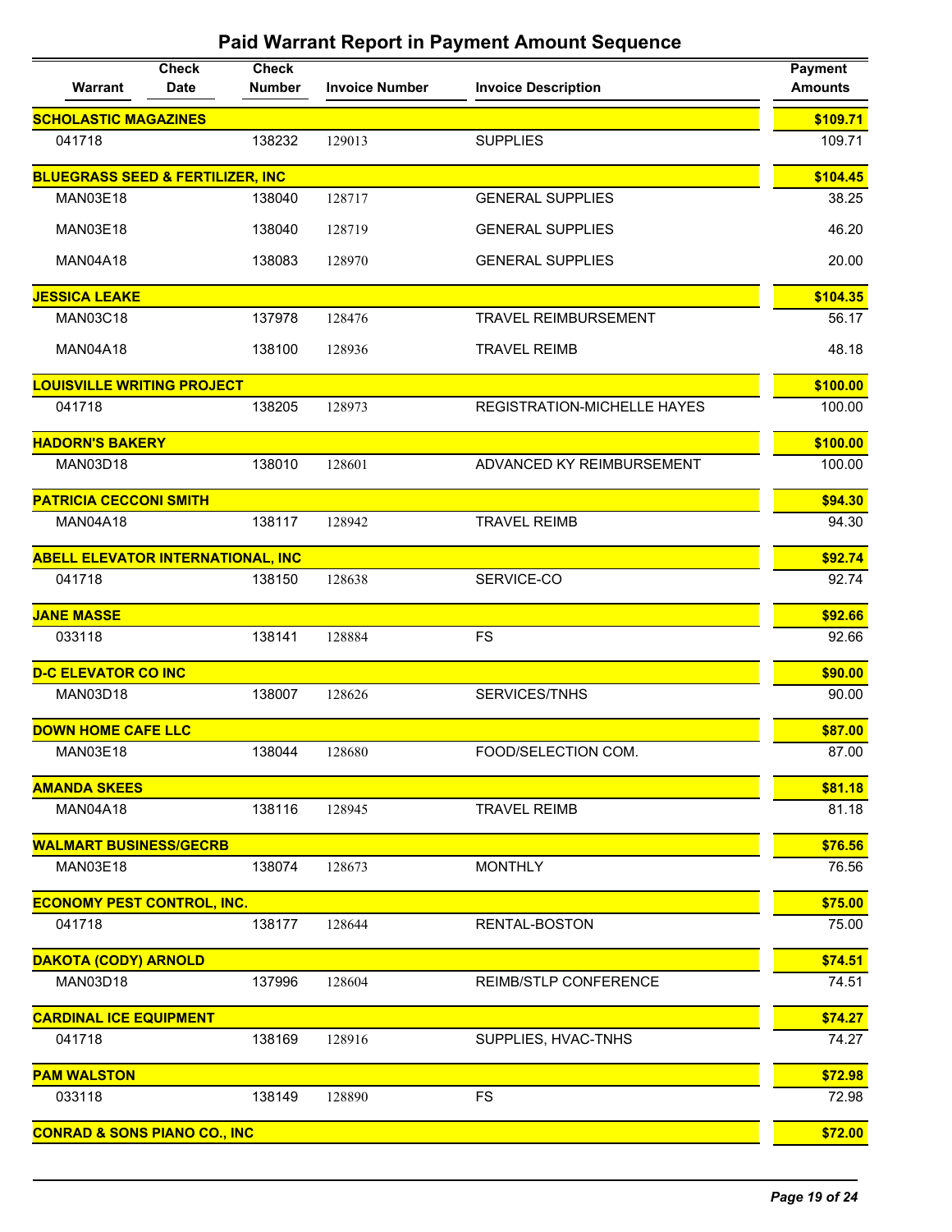## Paid Warrant Report in Payment Amount Sequence

| Warrant | Check Date | Check Number | Invoice Number | Invoice Description | Payment Amounts |
|---|---|---|---|---|---|
| **SCHOLASTIC MAGAZINES** | | | | | **$109.71** |
| 041718 | | 138232 | 129013 | SUPPLIES | 109.71 |
| **BLUEGRASS SEED & FERTILIZER, INC** | | | | | **$104.45** |
| MAN03E18 | | 138040 | 128717 | GENERAL SUPPLIES | 38.25 |
| MAN03E18 | | 138040 | 128719 | GENERAL SUPPLIES | 46.20 |
| MAN04A18 | | 138083 | 128970 | GENERAL SUPPLIES | 20.00 |
| **JESSICA LEAKE** | | | | | **$104.35** |
| MAN03C18 | | 137978 | 128476 | TRAVEL REIMBURSEMENT | 56.17 |
| MAN04A18 | | 138100 | 128936 | TRAVEL REIMB | 48.18 |
| **LOUISVILLE WRITING PROJECT** | | | | | **$100.00** |
| 041718 | | 138205 | 128973 | REGISTRATION-MICHELLE HAYES | 100.00 |
| **HADORN'S BAKERY** | | | | | **$100.00** |
| MAN03D18 | | 138010 | 128601 | ADVANCED KY REIMBURSEMENT | 100.00 |
| **PATRICIA CECCONI SMITH** | | | | | **$94.30** |
| MAN04A18 | | 138117 | 128942 | TRAVEL REIMB | 94.30 |
| **ABELL ELEVATOR INTERNATIONAL, INC** | | | | | **$92.74** |
| 041718 | | 138150 | 128638 | SERVICE-CO | 92.74 |
| **JANE MASSE** | | | | | **$92.66** |
| 033118 | | 138141 | 128884 | FS | 92.66 |
| **D-C ELEVATOR CO INC** | | | | | **$90.00** |
| MAN03D18 | | 138007 | 128626 | SERVICES/TNHS | 90.00 |
| **DOWN HOME CAFE LLC** | | | | | **$87.00** |
| MAN03E18 | | 138044 | 128680 | FOOD/SELECTION COM. | 87.00 |
| **AMANDA SKEES** | | | | | **$81.18** |
| MAN04A18 | | 138116 | 128945 | TRAVEL REIMB | 81.18 |
| **WALMART BUSINESS/GECRB** | | | | | **$76.56** |
| MAN03E18 | | 138074 | 128673 | MONTHLY | 76.56 |
| **ECONOMY PEST CONTROL, INC.** | | | | | **$75.00** |
| 041718 | | 138177 | 128644 | RENTAL-BOSTON | 75.00 |
| **DAKOTA (CODY) ARNOLD** | | | | | **$74.51** |
| MAN03D18 | | 137996 | 128604 | REIMB/STLP CONFERENCE | 74.51 |
| **CARDINAL ICE EQUIPMENT** | | | | | **$74.27** |
| 041718 | | 138169 | 128916 | SUPPLIES, HVAC-TNHS | 74.27 |
| **PAM WALSTON** | | | | | **$72.98** |
| 033118 | | 138149 | 128890 | FS | 72.98 |
| **CONRAD & SONS PIANO CO., INC** | | | | | **$72.00** |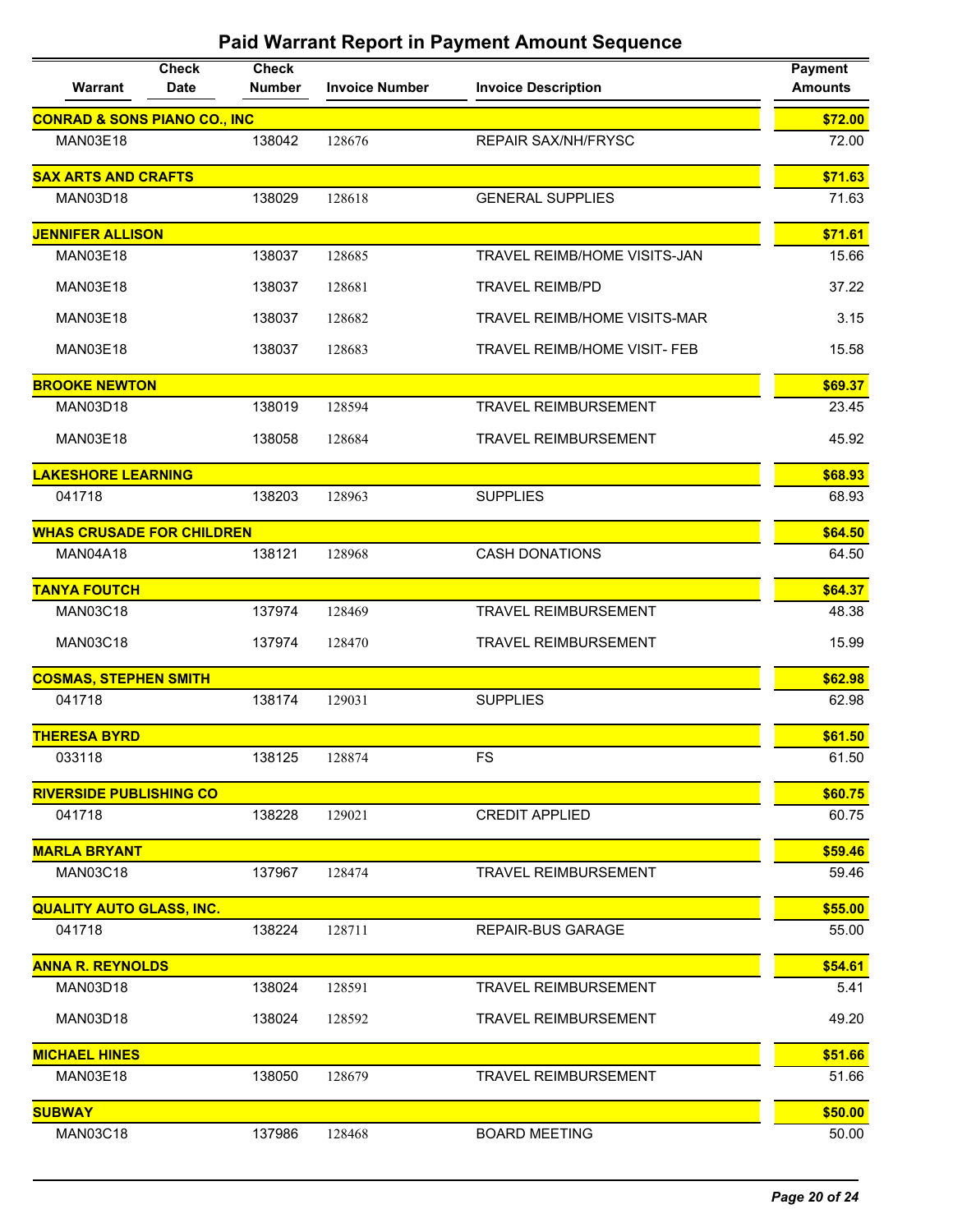# Paid Warrant Report in Payment Amount Sequence

| Warrant | Check Date | Check Number | Invoice Number | Invoice Description | Payment Amounts |
|---|---|---|---|---|---|
| **CONRAD & SONS PIANO CO., INC** | | | | | **$72.00** |
| MAN03E18 | | 138042 | 128676 | REPAIR SAX/NH/FRYSC | 72.00 |
| **SAX ARTS AND CRAFTS** | | | | | **$71.63** |
| MAN03D18 | | 138029 | 128618 | GENERAL SUPPLIES | 71.63 |
| **JENNIFER ALLISON** | | | | | **$71.61** |
| MAN03E18 | | 138037 | 128685 | TRAVEL REIMB/HOME VISITS-JAN | 15.66 |
| MAN03E18 | | 138037 | 128681 | TRAVEL REIMB/PD | 37.22 |
| MAN03E18 | | 138037 | 128682 | TRAVEL REIMB/HOME VISITS-MAR | 3.15 |
| MAN03E18 | | 138037 | 128683 | TRAVEL REIMB/HOME VISIT- FEB | 15.58 |
| **BROOKE NEWTON** | | | | | **$69.37** |
| MAN03D18 | | 138019 | 128594 | TRAVEL REIMBURSEMENT | 23.45 |
| MAN03E18 | | 138058 | 128684 | TRAVEL REIMBURSEMENT | 45.92 |
| **LAKESHORE LEARNING** | | | | | **$68.93** |
| 041718 | | 138203 | 128963 | SUPPLIES | 68.93 |
| **WHAS CRUSADE FOR CHILDREN** | | | | | **$64.50** |
| MAN04A18 | | 138121 | 128968 | CASH DONATIONS | 64.50 |
| **TANYA FOUTCH** | | | | | **$64.37** |
| MAN03C18 | | 137974 | 128469 | TRAVEL REIMBURSEMENT | 48.38 |
| MAN03C18 | | 137974 | 128470 | TRAVEL REIMBURSEMENT | 15.99 |
| **COSMAS, STEPHEN SMITH** | | | | | **$62.98** |
| 041718 | | 138174 | 129031 | SUPPLIES | 62.98 |
| **THERESA BYRD** | | | | | **$61.50** |
| 033118 | | 138125 | 128874 | FS | 61.50 |
| **RIVERSIDE PUBLISHING CO** | | | | | **$60.75** |
| 041718 | | 138228 | 129021 | CREDIT APPLIED | 60.75 |
| **MARLA BRYANT** | | | | | **$59.46** |
| MAN03C18 | | 137967 | 128474 | TRAVEL REIMBURSEMENT | 59.46 |
| **QUALITY AUTO GLASS, INC.** | | | | | **$55.00** |
| 041718 | | 138224 | 128711 | REPAIR-BUS GARAGE | 55.00 |
| **ANNA R. REYNOLDS** | | | | | **$54.61** |
| MAN03D18 | | 138024 | 128591 | TRAVEL REIMBURSEMENT | 5.41 |
| MAN03D18 | | 138024 | 128592 | TRAVEL REIMBURSEMENT | 49.20 |
| **MICHAEL HINES** | | | | | **$51.66** |
| MAN03E18 | | 138050 | 128679 | TRAVEL REIMBURSEMENT | 51.66 |
| **SUBWAY** | | | | | **$50.00** |
| MAN03C18 | | 137986 | 128468 | BOARD MEETING | 50.00 |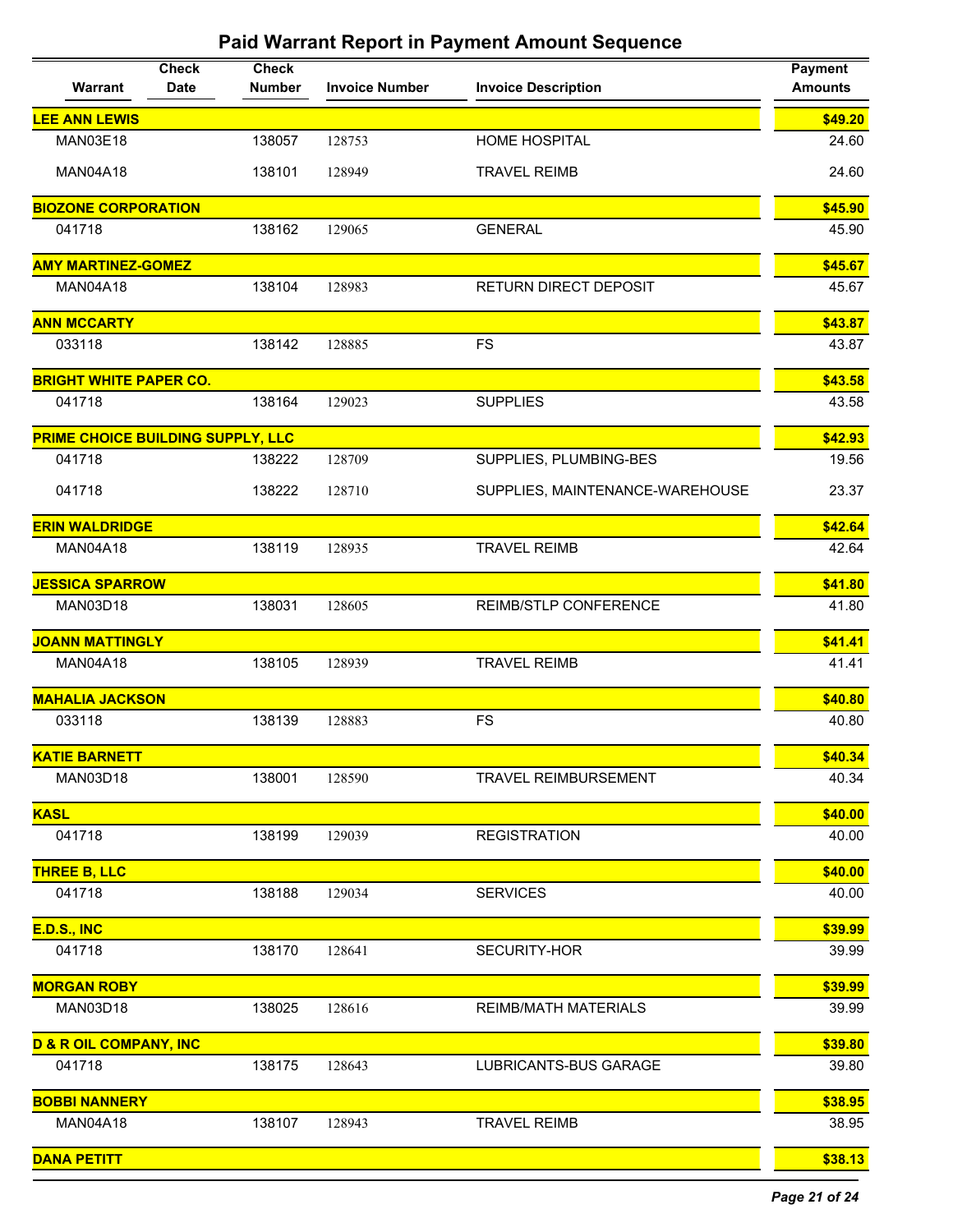## Paid Warrant Report in Payment Amount Sequence

| Warrant | Check Date | Check Number | Invoice Number | Invoice Description | Payment Amounts |
|---|---|---|---|---|---|
| **LEE ANN LEWIS** | | | | | **$49.20** |
| MAN03E18 | | 138057 | 128753 | HOME HOSPITAL | 24.60 |
| MAN04A18 | | 138101 | 128949 | TRAVEL REIMB | 24.60 |
| **BIOZONE CORPORATION** | | | | | **$45.90** |
| 041718 | | 138162 | 129065 | GENERAL | 45.90 |
| **AMY MARTINEZ-GOMEZ** | | | | | **$45.67** |
| MAN04A18 | | 138104 | 128983 | RETURN DIRECT DEPOSIT | 45.67 |
| **ANN MCCARTY** | | | | | **$43.87** |
| 033118 | | 138142 | 128885 | FS | 43.87 |
| **BRIGHT WHITE PAPER CO.** | | | | | **$43.58** |
| 041718 | | 138164 | 129023 | SUPPLIES | 43.58 |
| **PRIME CHOICE BUILDING SUPPLY, LLC** | | | | | **$42.93** |
| 041718 | | 138222 | 128709 | SUPPLIES, PLUMBING-BES | 19.56 |
| 041718 | | 138222 | 128710 | SUPPLIES, MAINTENANCE-WAREHOUSE | 23.37 |
| **ERIN WALDRIDGE** | | | | | **$42.64** |
| MAN04A18 | | 138119 | 128935 | TRAVEL REIMB | 42.64 |
| **JESSICA SPARROW** | | | | | **$41.80** |
| MAN03D18 | | 138031 | 128605 | REIMB/STLP CONFERENCE | 41.80 |
| **JOANN MATTINGLY** | | | | | **$41.41** |
| MAN04A18 | | 138105 | 128939 | TRAVEL REIMB | 41.41 |
| **MAHALIA JACKSON** | | | | | **$40.80** |
| 033118 | | 138139 | 128883 | FS | 40.80 |
| **KATIE BARNETT** | | | | | **$40.34** |
| MAN03D18 | | 138001 | 128590 | TRAVEL REIMBURSEMENT | 40.34 |
| **KASL** | | | | | **$40.00** |
| 041718 | | 138199 | 129039 | REGISTRATION | 40.00 |
| **THREE B, LLC** | | | | | **$40.00** |
| 041718 | | 138188 | 129034 | SERVICES | 40.00 |
| **E.D.S., INC** | | | | | **$39.99** |
| 041718 | | 138170 | 128641 | SECURITY-HOR | 39.99 |
| **MORGAN ROBY** | | | | | **$39.99** |
| MAN03D18 | | 138025 | 128616 | REIMB/MATH MATERIALS | 39.99 |
| **D & R OIL COMPANY, INC** | | | | | **$39.80** |
| 041718 | | 138175 | 128643 | LUBRICANTS-BUS GARAGE | 39.80 |
| **BOBBI NANNERY** | | | | | **$38.95** |
| MAN04A18 | | 138107 | 128943 | TRAVEL REIMB | 38.95 |
| **DANA PETITT** | | | | | **$38.13** |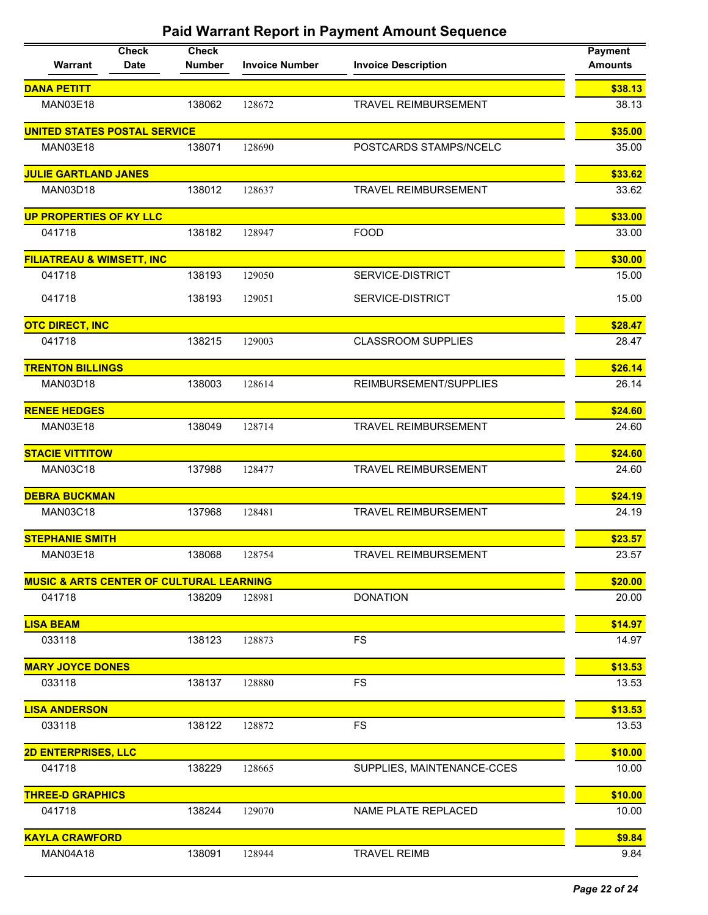# Paid Warrant Report in Payment Amount Sequence

| Warrant | Check Date | Check Number | Invoice Number | Invoice Description | Payment Amounts |
|---|---|---|---|---|---|
| **DANA PETITT** | | | | | **$38.13** |
| MAN03E18 | | 138062 | 128672 | TRAVEL REIMBURSEMENT | 38.13 |
| **UNITED STATES POSTAL SERVICE** | | | | | **$35.00** |
| MAN03E18 | | 138071 | 128690 | POSTCARDS STAMPS/NCELC | 35.00 |
| **JULIE GARTLAND JANES** | | | | | **$33.62** |
| MAN03D18 | | 138012 | 128637 | TRAVEL REIMBURSEMENT | 33.62 |
| **UP PROPERTIES OF KY LLC** | | | | | **$33.00** |
| 041718 | | 138182 | 128947 | FOOD | 33.00 |
| **FILIATREAU & WIMSETT, INC** | | | | | **$30.00** |
| 041718 | | 138193 | 129050 | SERVICE-DISTRICT | 15.00 |
| 041718 | | 138193 | 129051 | SERVICE-DISTRICT | 15.00 |
| **OTC DIRECT, INC** | | | | | **$28.47** |
| 041718 | | 138215 | 129003 | CLASSROOM SUPPLIES | 28.47 |
| **TRENTON BILLINGS** | | | | | **$26.14** |
| MAN03D18 | | 138003 | 128614 | REIMBURSEMENT/SUPPLIES | 26.14 |
| **RENEE HEDGES** | | | | | **$24.60** |
| MAN03E18 | | 138049 | 128714 | TRAVEL REIMBURSEMENT | 24.60 |
| **STACIE VITTITOW** | | | | | **$24.60** |
| MAN03C18 | | 137988 | 128477 | TRAVEL REIMBURSEMENT | 24.60 |
| **DEBRA BUCKMAN** | | | | | **$24.19** |
| MAN03C18 | | 137968 | 128481 | TRAVEL REIMBURSEMENT | 24.19 |
| **STEPHANIE SMITH** | | | | | **$23.57** |
| MAN03E18 | | 138068 | 128754 | TRAVEL REIMBURSEMENT | 23.57 |
| **MUSIC & ARTS CENTER OF CULTURAL LEARNING** | | | | | **$20.00** |
| 041718 | | 138209 | 128981 | DONATION | 20.00 |
| **LISA BEAM** | | | | | **$14.97** |
| 033118 | | 138123 | 128873 | FS | 14.97 |
| **MARY JOYCE DONES** | | | | | **$13.53** |
| 033118 | | 138137 | 128880 | FS | 13.53 |
| **LISA ANDERSON** | | | | | **$13.53** |
| 033118 | | 138122 | 128872 | FS | 13.53 |
| **2D ENTERPRISES, LLC** | | | | | **$10.00** |
| 041718 | | 138229 | 128665 | SUPPLIES, MAINTENANCE-CCES | 10.00 |
| **THREE-D GRAPHICS** | | | | | **$10.00** |
| 041718 | | 138244 | 129070 | NAME PLATE REPLACED | 10.00 |
| **KAYLA CRAWFORD** | | | | | **$9.84** |
| MAN04A18 | | 138091 | 128944 | TRAVEL REIMB | 9.84 |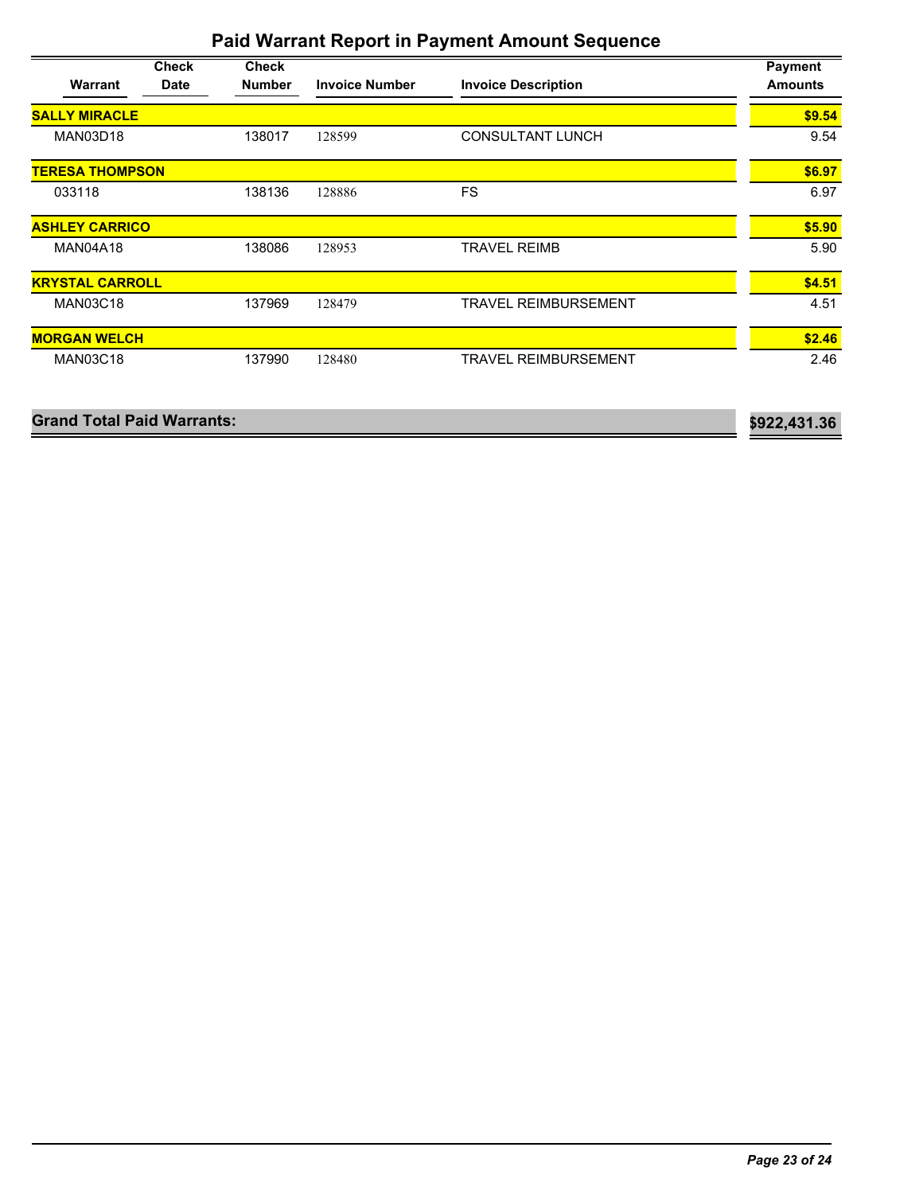## Paid Warrant Report in Payment Amount Sequence

| Warrant | Check Date | Check Number | Invoice Number | Invoice Description | Payment Amounts |
|---|---|---|---|---|---|
| **SALLY MIRACLE** | | | | | **$9.54** |
| MAN03D18 | | 138017 | 128599 | CONSULTANT LUNCH | 9.54 |
| **TERESA THOMPSON** | | | | | **$6.97** |
| 033118 | | 138136 | 128886 | FS | 6.97 |
| **ASHLEY CARRICO** | | | | | **$5.90** |
| MAN04A18 | | 138086 | 128953 | TRAVEL REIMB | 5.90 |
| **KRYSTAL CARROLL** | | | | | **$4.51** |
| MAN03C18 | | 137969 | 128479 | TRAVEL REIMBURSEMENT | 4.51 |
| **MORGAN WELCH** | | | | | **$2.46** |
| MAN03C18 | | 137990 | 128480 | TRAVEL REIMBURSEMENT | 2.46 |
| **Grand Total Paid Warrants:** | | | | | **$922,431.36** |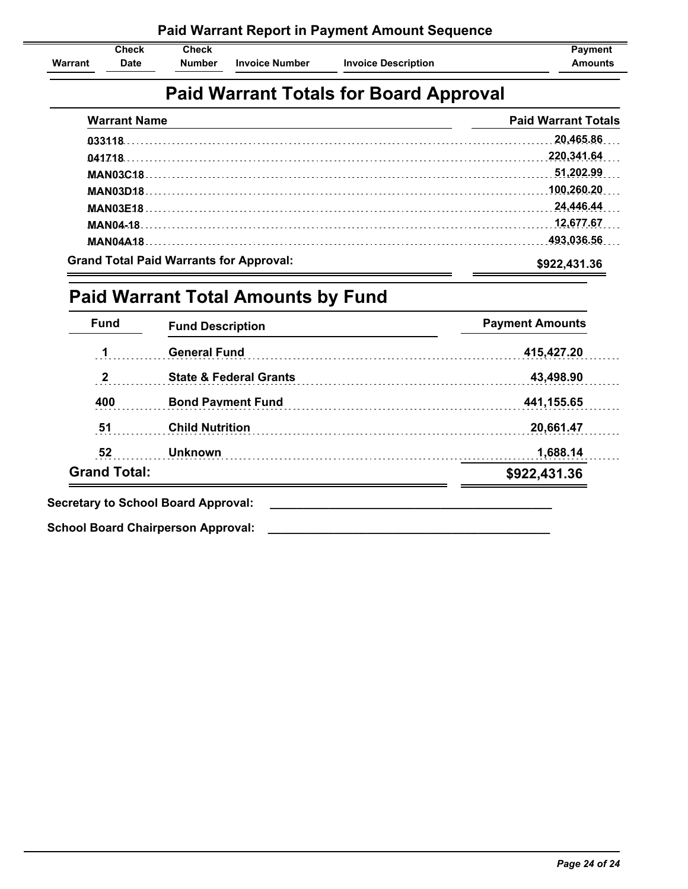## Paid Warrant Report in Payment Amount Sequence

| Warrant | Check Date | Check Number | Invoice Number | Invoice Description | Payment Amounts |
|---|---|---|---|---|---|

# Paid Warrant Totals for Board Approval

| Warrant Name | Paid Warrant Totals |
|---|---|
| 033118 | 20,465.86 |
| 041718 | 220,341.64 |
| MAN03C18 | 51,202.99 |
| MAN03D18 | 100,260.20 |
| MAN03E18 | 24,446.44 |
| MAN04-18 | 12,677.67 |
| MAN04A18 | 493,036.56 |
| **Grand Total Paid Warrants for Approval:** | **$922,431.36** |

# Paid Warrant Total Amounts by Fund

| Fund | Fund Description | Payment Amounts |
|---|---|---|
| 1 | General Fund | 415,427.20 |
| 2 | State & Federal Grants | 43,498.90 |
| 400 | Bond Payment Fund | 441,155.65 |
| 51 | Child Nutrition | 20,661.47 |
| 52 | Unknown | 1,688.14 |
| **Grand Total:** | | **$922,431.36** |

**Secretary to School Board Approval:** ___________________________________________

**School Board Chairperson Approval:** ___________________________________________